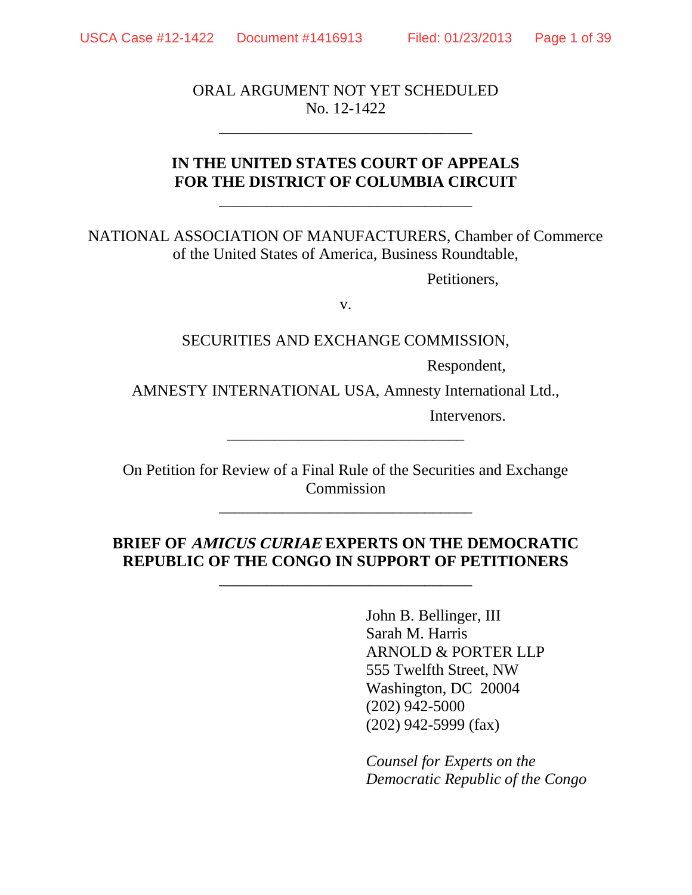ORAL ARGUMENT NOT YET SCHEDULED
No. 12-1422

---

**IN THE UNITED STATES COURT OF APPEALS
FOR THE DISTRICT OF COLUMBIA CIRCUIT**

---

NATIONAL ASSOCIATION OF MANUFACTURERS, Chamber of Commerce of the United States of America, Business Roundtable,

Petitioners,

v.

SECURITIES AND EXCHANGE COMMISSION,

Respondent,

AMNESTY INTERNATIONAL USA, Amnesty International Ltd.,

Intervenors.

---

On Petition for Review of a Final Rule of the Securities and Exchange Commission

---

**BRIEF OF *AMICUS CURIAE* EXPERTS ON THE DEMOCRATIC REPUBLIC OF THE CONGO IN SUPPORT OF PETITIONERS**

---

John B. Bellinger, III
Sarah M. Harris
ARNOLD & PORTER LLP
555 Twelfth Street, NW
Washington, DC 20004
(202) 942-5000
(202) 942-5999 (fax)

*Counsel for Experts on the Democratic Republic of the Congo*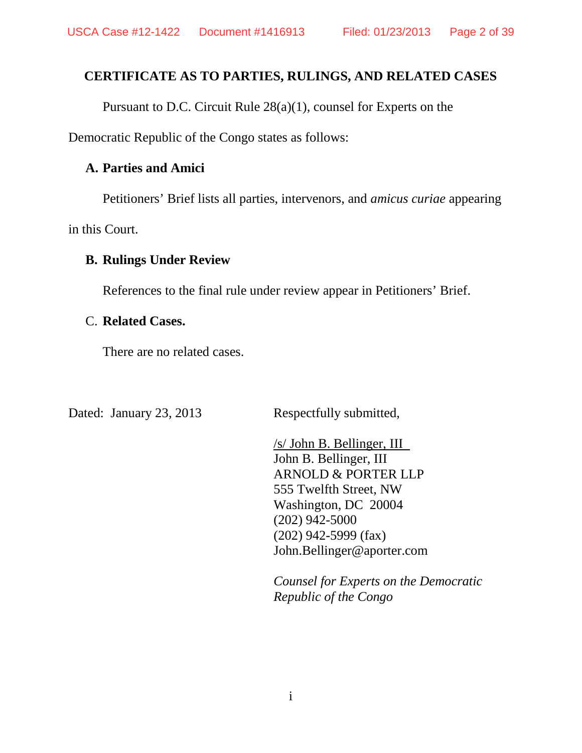## CERTIFICATE AS TO PARTIES, RULINGS, AND RELATED CASES

Pursuant to D.C. Circuit Rule 28(a)(1), counsel for Experts on the Democratic Republic of the Congo states as follows:

### A. Parties and Amici

Petitioners' Brief lists all parties, intervenors, and *amicus curiae* appearing in this Court.

### B. Rulings Under Review

References to the final rule under review appear in Petitioners' Brief.

### C. Related Cases.

There are no related cases.

Dated: January 23, 2013

Respectfully submitted,

/s/ John B. Bellinger, III
John B. Bellinger, III
ARNOLD & PORTER LLP
555 Twelfth Street, NW
Washington, DC 20004
(202) 942-5000
(202) 942-5999 (fax)
John.Bellinger@aporter.com

*Counsel for Experts on the Democratic Republic of the Congo*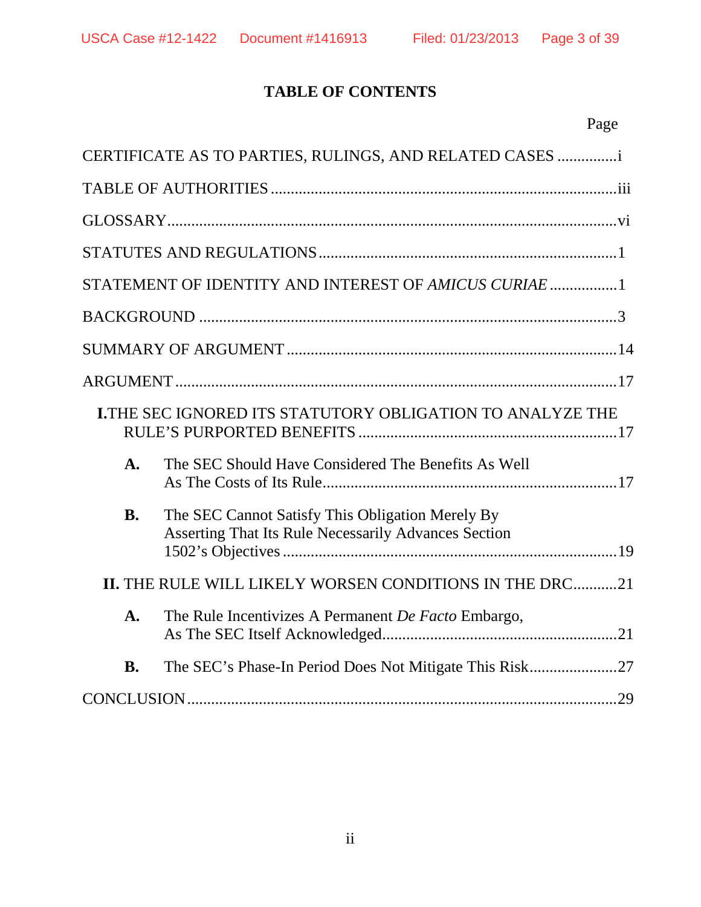# TABLE OF CONTENTS

| | Page |
|---|---|
| CERTIFICATE AS TO PARTIES, RULINGS, AND RELATED CASES | i |
| TABLE OF AUTHORITIES | iii |
| GLOSSARY | vi |
| STATUTES AND REGULATIONS | 1 |
| STATEMENT OF IDENTITY AND INTEREST OF *AMICUS CURIAE* | 1 |
| BACKGROUND | 3 |
| SUMMARY OF ARGUMENT | 14 |
| ARGUMENT | 17 |
| **I.** THE SEC IGNORED ITS STATUTORY OBLIGATION TO ANALYZE THE RULE'S PURPORTED BENEFITS | 17 |
| **A.** The SEC Should Have Considered The Benefits As Well As The Costs of Its Rule | 17 |
| **B.** The SEC Cannot Satisfy This Obligation Merely By Asserting That Its Rule Necessarily Advances Section 1502's Objectives | 19 |
| **II.** THE RULE WILL LIKELY WORSEN CONDITIONS IN THE DRC | 21 |
| **A.** The Rule Incentivizes A Permanent *De Facto* Embargo, As The SEC Itself Acknowledged | 21 |
| **B.** The SEC's Phase-In Period Does Not Mitigate This Risk | 27 |
| CONCLUSION | 29 |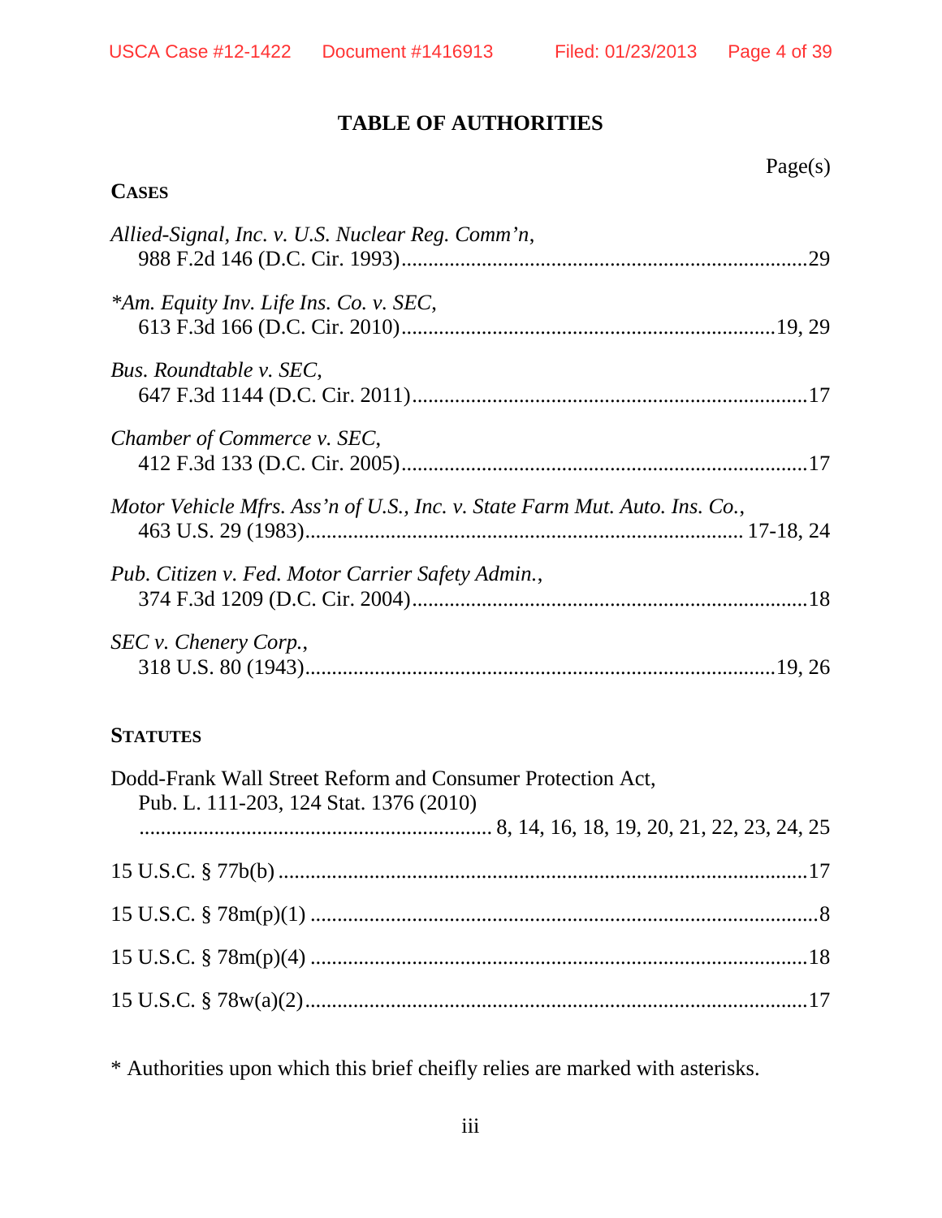## TABLE OF AUTHORITIES

Page(s)

**CASES**

*Allied-Signal, Inc. v. U.S. Nuclear Reg. Comm'n*,
988 F.2d 146 (D.C. Cir. 1993)....................................................................29

*\*Am. Equity Inv. Life Ins. Co. v. SEC*,
613 F.3d 166 (D.C. Cir. 2010)...............................................................19, 29

*Bus. Roundtable v. SEC*,
647 F.3d 1144 (D.C. Cir. 2011)..................................................................17

*Chamber of Commerce v. SEC*,
412 F.3d 133 (D.C. Cir. 2005)....................................................................17

*Motor Vehicle Mfrs. Ass'n of U.S., Inc. v. State Farm Mut. Auto. Ins. Co.*,
463 U.S. 29 (1983)........................................................................... 17-18, 24

*Pub. Citizen v. Fed. Motor Carrier Safety Admin.*,
374 F.3d 1209 (D.C. Cir. 2004)..................................................................18

*SEC v. Chenery Corp.*,
318 U.S. 80 (1943)................................................................................19, 26

**STATUTES**

Dodd-Frank Wall Street Reform and Consumer Protection Act,
Pub. L. 111-203, 124 Stat. 1376 (2010)
................................................................ 8, 14, 16, 18, 19, 20, 21, 22, 23, 24, 25

15 U.S.C. § 77b(b) ..........................................................................................17

15 U.S.C. § 78m(p)(1) ......................................................................................8

15 U.S.C. § 78m(p)(4) ....................................................................................18

15 U.S.C. § 78w(a)(2)......................................................................................17

\* Authorities upon which this brief cheifly relies are marked with asterisks.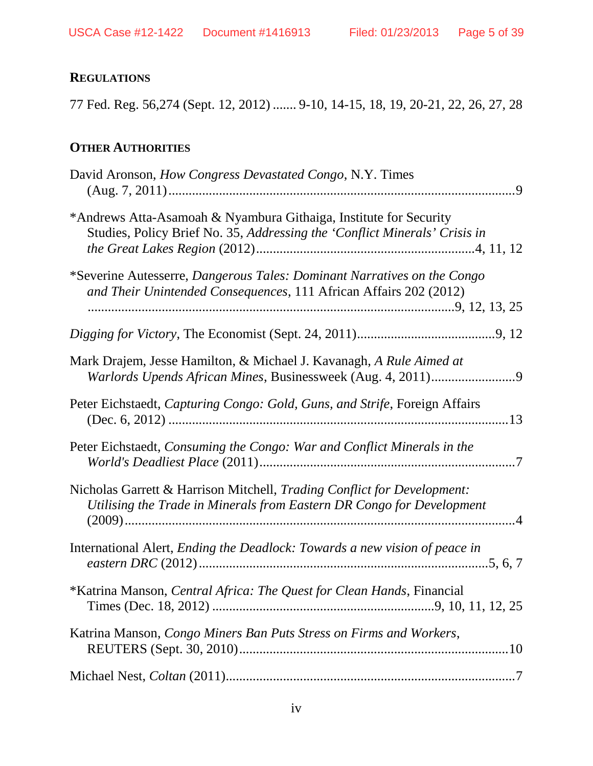## REGULATIONS

77 Fed. Reg. 56,274 (Sept. 12, 2012) ....... 9-10, 14-15, 18, 19, 20-21, 22, 26, 27, 28

## OTHER AUTHORITIES

David Aronson, *How Congress Devastated Congo*, N.Y. Times (Aug. 7, 2011) ........................................................................................... 9

*Andrews Atta-Asamoah & Nyambura Githaiga, Institute for Security Studies, Policy Brief No. 35, *Addressing the 'Conflict Minerals' Crisis in the Great Lakes Region* (2012) ................................................................ 4, 11, 12

*Severine Autesserre, *Dangerous Tales: Dominant Narratives on the Congo and Their Unintended Consequences*, 111 African Affairs 202 (2012) ................................................................................................ 9, 12, 13, 25

*Digging for Victory*, The Economist (Sept. 24, 2011) ......................................... 9, 12

Mark Drajem, Jesse Hamilton, & Michael J. Kavanagh, *A Rule Aimed at Warlords Upends African Mines*, Businessweek (Aug. 4, 2011) ......................... 9

Peter Eichstaedt, *Capturing Congo: Gold, Guns, and Strife*, Foreign Affairs (Dec. 6, 2012) ................................................................................................. 13

Peter Eichstaedt, *Consuming the Congo: War and Conflict Minerals in the World's Deadliest Place* (2011) ................................................................ 7

Nicholas Garrett & Harrison Mitchell, *Trading Conflict for Development: Utilising the Trade in Minerals from Eastern DR Congo for Development* (2009) ........................................................................................................... 4

International Alert, *Ending the Deadlock: Towards a new vision of peace in eastern DRC* (2012) ........................................................................ 5, 6, 7

*Katrina Manson, *Central Africa: The Quest for Clean Hands*, Financial Times (Dec. 18, 2012) ................................................................ 9, 10, 11, 12, 25

Katrina Manson, *Congo Miners Ban Puts Stress on Firms and Workers*, REUTERS (Sept. 30, 2010) ............................................................................... 10

Michael Nest, *Coltan* (2011) ..................................................................................... 7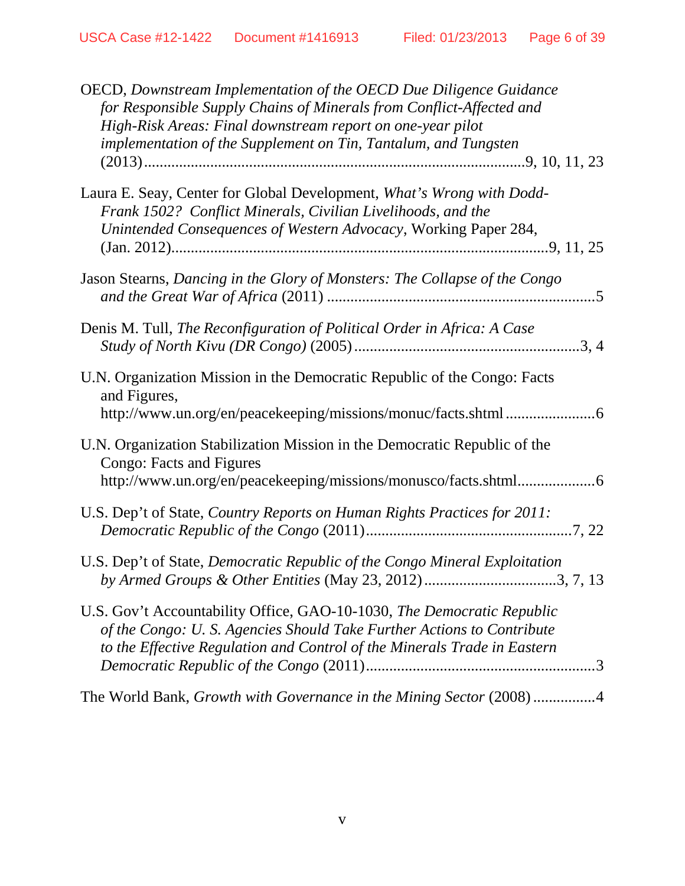OECD, *Downstream Implementation of the OECD Due Diligence Guidance for Responsible Supply Chains of Minerals from Conflict-Affected and High-Risk Areas: Final downstream report on one-year pilot implementation of the Supplement on Tin, Tantalum, and Tungsten* (2013)....................................................................................................9, 10, 11, 23

Laura E. Seay, Center for Global Development, *What's Wrong with Dodd-Frank 1502? Conflict Minerals, Civilian Livelihoods, and the Unintended Consequences of Western Advocacy*, Working Paper 284, (Jan. 2012)..............................................................................................9, 11, 25

Jason Stearns, *Dancing in the Glory of Monsters: The Collapse of the Congo and the Great War of Africa* (2011) ....................................................................5

Denis M. Tull, *The Reconfiguration of Political Order in Africa: A Case Study of North Kivu (DR Congo)* (2005) ..........................................................3, 4

U.N. Organization Mission in the Democratic Republic of the Congo: Facts and Figures, http://www.un.org/en/peacekeeping/missions/monuc/facts.shtml ......................6

U.N. Organization Stabilization Mission in the Democratic Republic of the Congo: Facts and Figures http://www.un.org/en/peacekeeping/missions/monusco/facts.shtml...................6

U.S. Dep't of State, *Country Reports on Human Rights Practices for 2011: Democratic Republic of the Congo* (2011)....................................................7, 22

U.S. Dep't of State, *Democratic Republic of the Congo Mineral Exploitation by Armed Groups & Other Entities* (May 23, 2012).................................3, 7, 13

U.S. Gov't Accountability Office, GAO-10-1030, *The Democratic Republic of the Congo: U. S. Agencies Should Take Further Actions to Contribute to the Effective Regulation and Control of the Minerals Trade in Eastern Democratic Republic of the Congo* (2011)..........................................................3

The World Bank, *Growth with Governance in the Mining Sector* (2008) ................4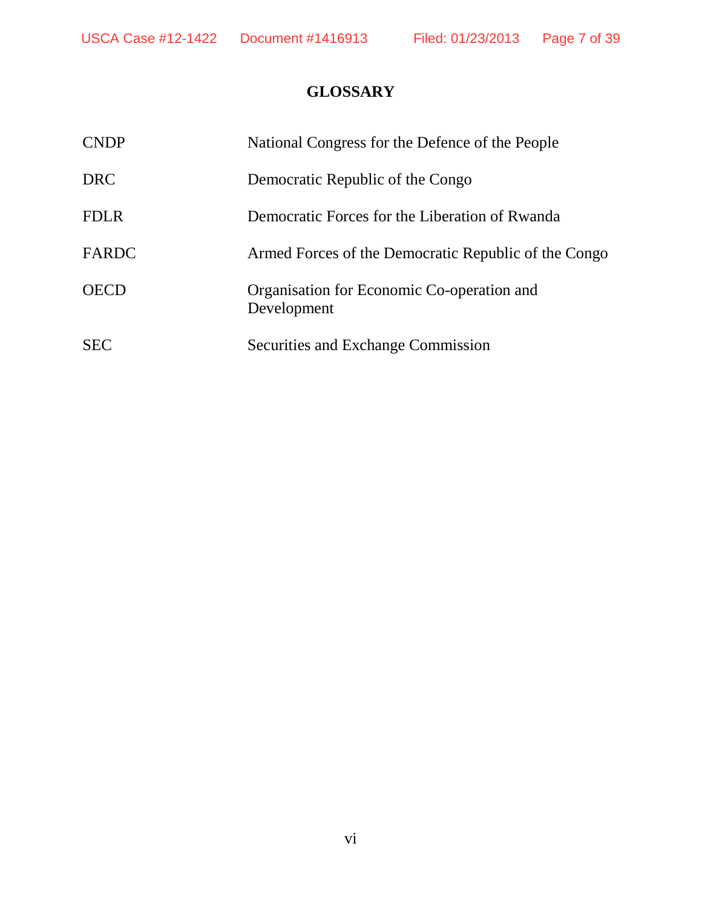# GLOSSARY

| | |
|---|---|
| CNDP | National Congress for the Defence of the People |
| DRC | Democratic Republic of the Congo |
| FDLR | Democratic Forces for the Liberation of Rwanda |
| FARDC | Armed Forces of the Democratic Republic of the Congo |
| OECD | Organisation for Economic Co-operation and Development |
| SEC | Securities and Exchange Commission |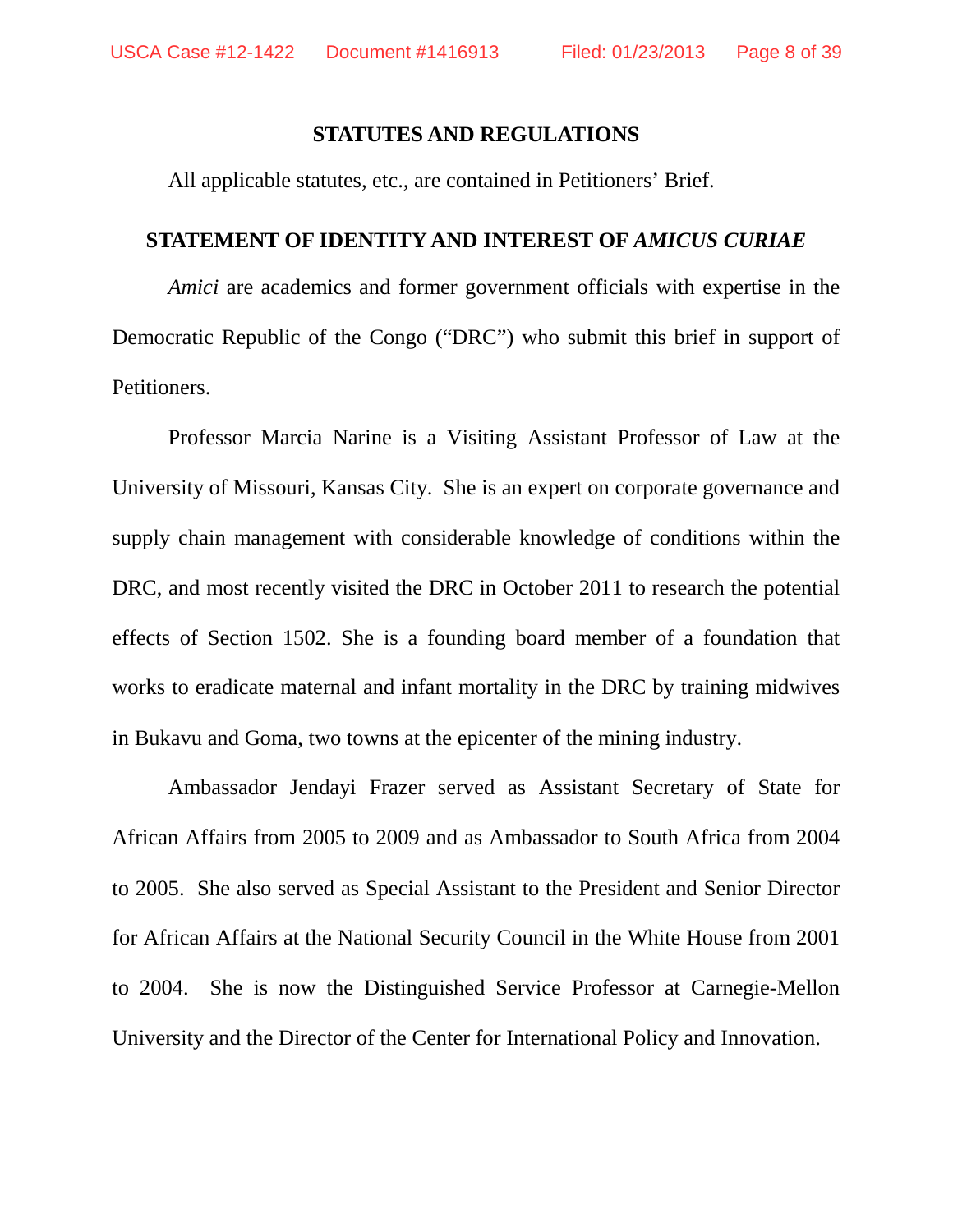## STATUTES AND REGULATIONS

All applicable statutes, etc., are contained in Petitioners' Brief.

## STATEMENT OF IDENTITY AND INTEREST OF *AMICUS CURIAE*

*Amici* are academics and former government officials with expertise in the Democratic Republic of the Congo ("DRC") who submit this brief in support of Petitioners.

Professor Marcia Narine is a Visiting Assistant Professor of Law at the University of Missouri, Kansas City. She is an expert on corporate governance and supply chain management with considerable knowledge of conditions within the DRC, and most recently visited the DRC in October 2011 to research the potential effects of Section 1502. She is a founding board member of a foundation that works to eradicate maternal and infant mortality in the DRC by training midwives in Bukavu and Goma, two towns at the epicenter of the mining industry.

Ambassador Jendayi Frazer served as Assistant Secretary of State for African Affairs from 2005 to 2009 and as Ambassador to South Africa from 2004 to 2005. She also served as Special Assistant to the President and Senior Director for African Affairs at the National Security Council in the White House from 2001 to 2004. She is now the Distinguished Service Professor at Carnegie-Mellon University and the Director of the Center for International Policy and Innovation.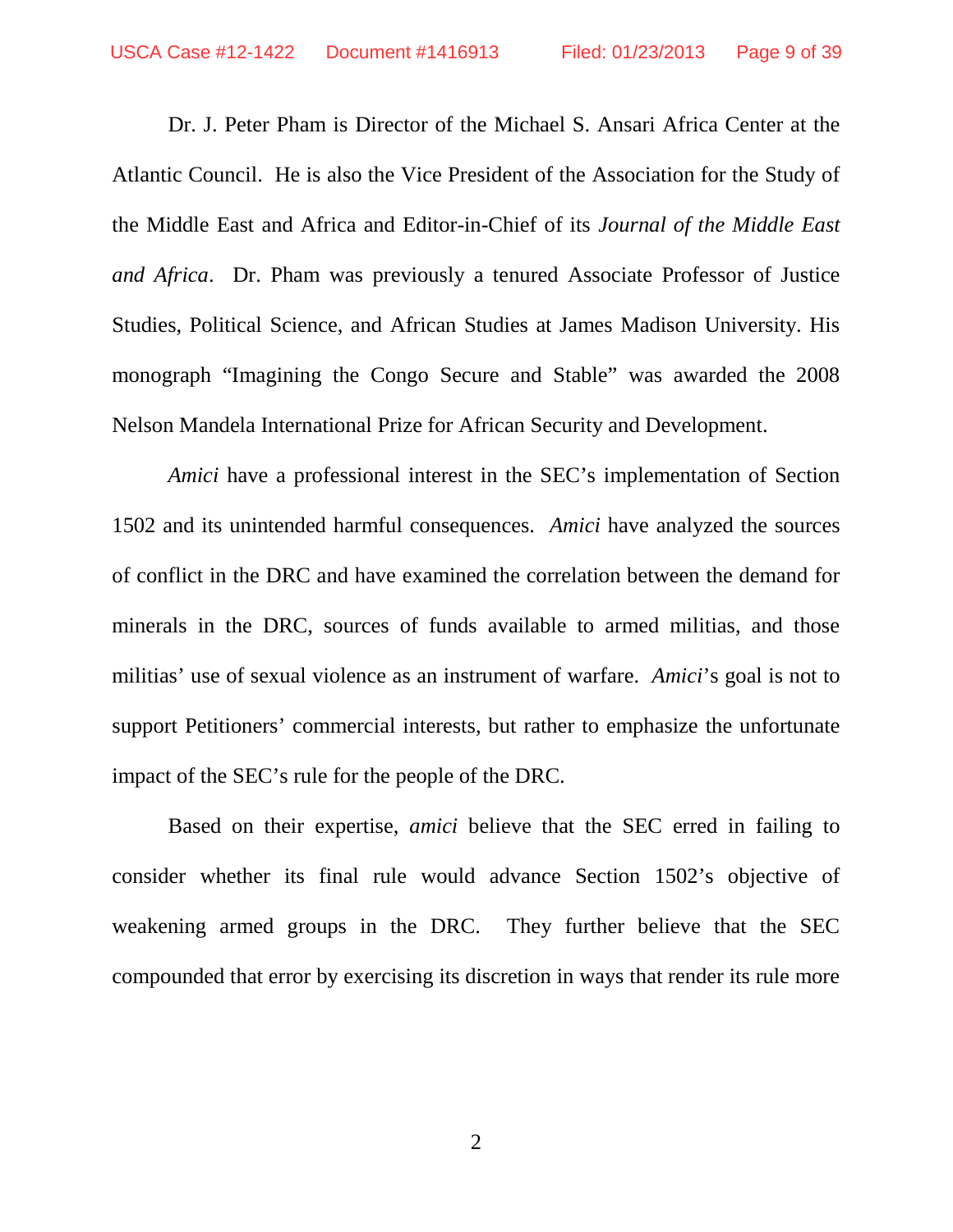Dr. J. Peter Pham is Director of the Michael S. Ansari Africa Center at the Atlantic Council. He is also the Vice President of the Association for the Study of the Middle East and Africa and Editor-in-Chief of its *Journal of the Middle East and Africa*. Dr. Pham was previously a tenured Associate Professor of Justice Studies, Political Science, and African Studies at James Madison University. His monograph "Imagining the Congo Secure and Stable" was awarded the 2008 Nelson Mandela International Prize for African Security and Development.

*Amici* have a professional interest in the SEC's implementation of Section 1502 and its unintended harmful consequences. *Amici* have analyzed the sources of conflict in the DRC and have examined the correlation between the demand for minerals in the DRC, sources of funds available to armed militias, and those militias' use of sexual violence as an instrument of warfare. *Amici*'s goal is not to support Petitioners' commercial interests, but rather to emphasize the unfortunate impact of the SEC's rule for the people of the DRC.

Based on their expertise, *amici* believe that the SEC erred in failing to consider whether its final rule would advance Section 1502's objective of weakening armed groups in the DRC. They further believe that the SEC compounded that error by exercising its discretion in ways that render its rule more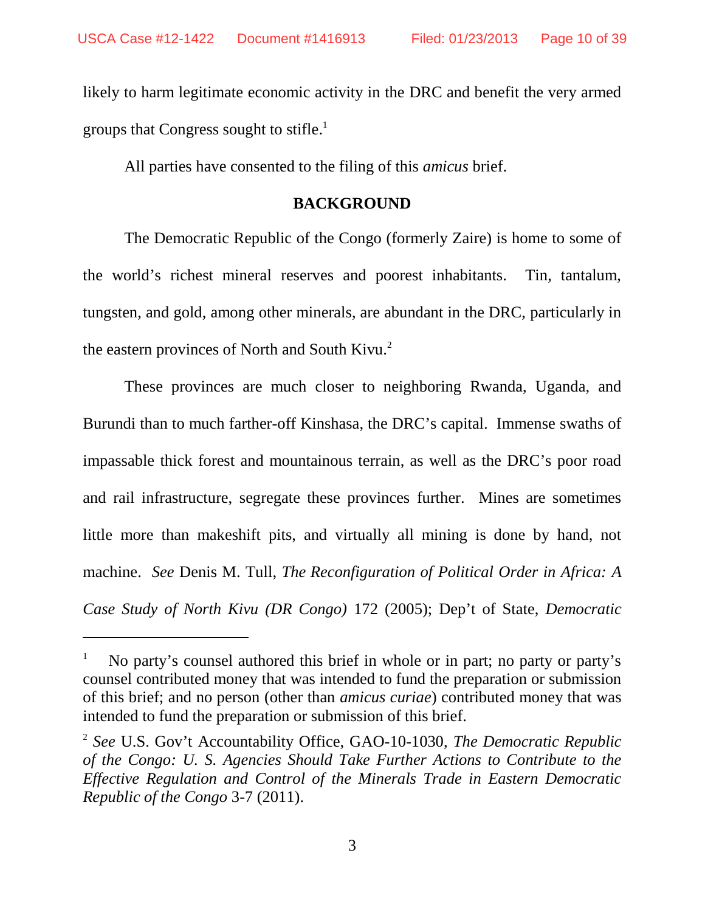likely to harm legitimate economic activity in the DRC and benefit the very armed groups that Congress sought to stifle.[1]

All parties have consented to the filing of this *amicus* brief.

## BACKGROUND

The Democratic Republic of the Congo (formerly Zaire) is home to some of the world's richest mineral reserves and poorest inhabitants. Tin, tantalum, tungsten, and gold, among other minerals, are abundant in the DRC, particularly in the eastern provinces of North and South Kivu.[2]

These provinces are much closer to neighboring Rwanda, Uganda, and Burundi than to much farther-off Kinshasa, the DRC's capital. Immense swaths of impassable thick forest and mountainous terrain, as well as the DRC's poor road and rail infrastructure, segregate these provinces further. Mines are sometimes little more than makeshift pits, and virtually all mining is done by hand, not machine. *See* Denis M. Tull, *The Reconfiguration of Political Order in Africa: A Case Study of North Kivu (DR Congo)* 172 (2005); Dep't of State, *Democratic*

---

[1] No party's counsel authored this brief in whole or in part; no party or party's counsel contributed money that was intended to fund the preparation or submission of this brief; and no person (other than *amicus curiae*) contributed money that was intended to fund the preparation or submission of this brief.

[2] *See* U.S. Gov't Accountability Office, GAO-10-1030, *The Democratic Republic of the Congo: U. S. Agencies Should Take Further Actions to Contribute to the Effective Regulation and Control of the Minerals Trade in Eastern Democratic Republic of the Congo* 3-7 (2011).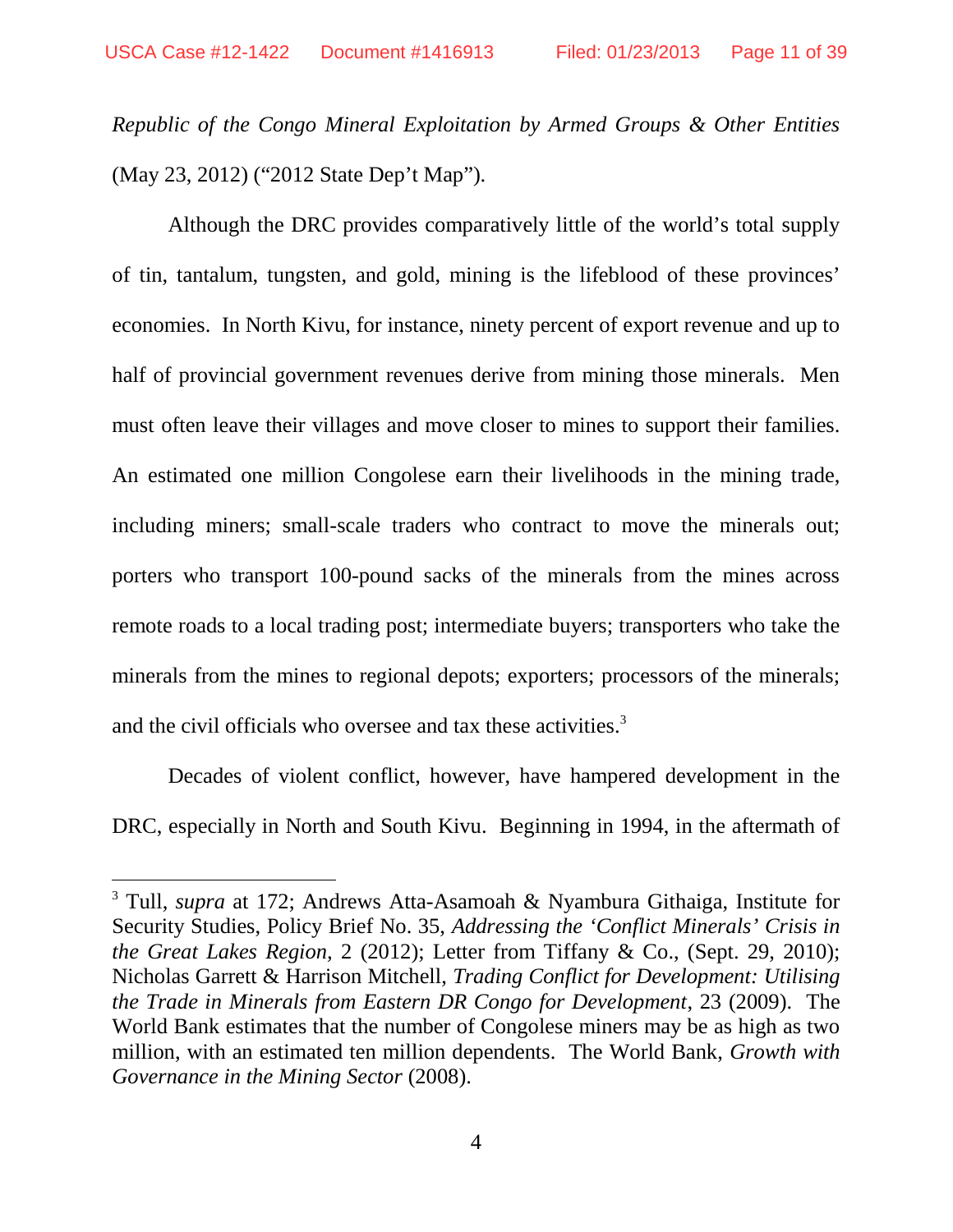*Republic of the Congo Mineral Exploitation by Armed Groups & Other Entities* (May 23, 2012) ("2012 State Dep't Map").

Although the DRC provides comparatively little of the world's total supply of tin, tantalum, tungsten, and gold, mining is the lifeblood of these provinces' economies. In North Kivu, for instance, ninety percent of export revenue and up to half of provincial government revenues derive from mining those minerals. Men must often leave their villages and move closer to mines to support their families. An estimated one million Congolese earn their livelihoods in the mining trade, including miners; small-scale traders who contract to move the minerals out; porters who transport 100-pound sacks of the minerals from the mines across remote roads to a local trading post; intermediate buyers; transporters who take the minerals from the mines to regional depots; exporters; processors of the minerals; and the civil officials who oversee and tax these activities.[3]

Decades of violent conflict, however, have hampered development in the DRC, especially in North and South Kivu. Beginning in 1994, in the aftermath of

---

[3] Tull, *supra* at 172; Andrews Atta-Asamoah & Nyambura Githaiga, Institute for Security Studies, Policy Brief No. 35, *Addressing the 'Conflict Minerals' Crisis in the Great Lakes Region,* 2 (2012); Letter from Tiffany & Co., (Sept. 29, 2010); Nicholas Garrett & Harrison Mitchell, *Trading Conflict for Development: Utilising the Trade in Minerals from Eastern DR Congo for Development*, 23 (2009). The World Bank estimates that the number of Congolese miners may be as high as two million, with an estimated ten million dependents. The World Bank, *Growth with Governance in the Mining Sector* (2008).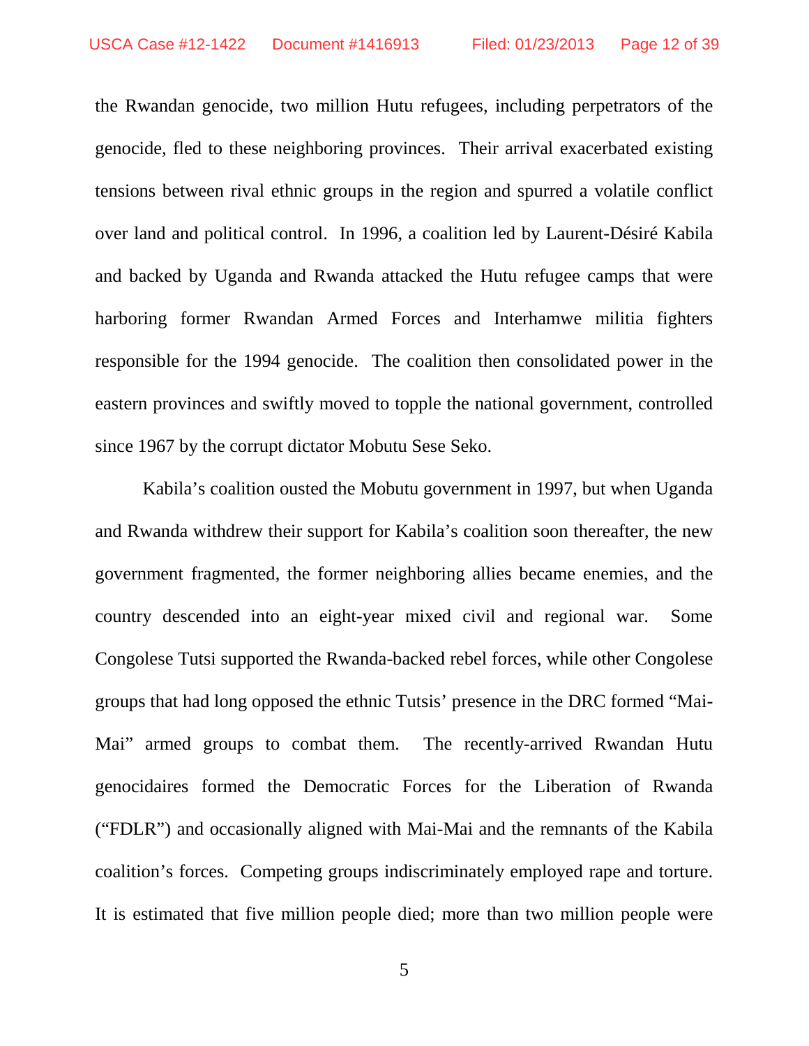the Rwandan genocide, two million Hutu refugees, including perpetrators of the genocide, fled to these neighboring provinces. Their arrival exacerbated existing tensions between rival ethnic groups in the region and spurred a volatile conflict over land and political control. In 1996, a coalition led by Laurent-Désiré Kabila and backed by Uganda and Rwanda attacked the Hutu refugee camps that were harboring former Rwandan Armed Forces and Interhamwe militia fighters responsible for the 1994 genocide. The coalition then consolidated power in the eastern provinces and swiftly moved to topple the national government, controlled since 1967 by the corrupt dictator Mobutu Sese Seko.

Kabila's coalition ousted the Mobutu government in 1997, but when Uganda and Rwanda withdrew their support for Kabila's coalition soon thereafter, the new government fragmented, the former neighboring allies became enemies, and the country descended into an eight-year mixed civil and regional war. Some Congolese Tutsi supported the Rwanda-backed rebel forces, while other Congolese groups that had long opposed the ethnic Tutsis' presence in the DRC formed "Mai-Mai" armed groups to combat them. The recently-arrived Rwandan Hutu genocidaires formed the Democratic Forces for the Liberation of Rwanda ("FDLR") and occasionally aligned with Mai-Mai and the remnants of the Kabila coalition's forces. Competing groups indiscriminately employed rape and torture. It is estimated that five million people died; more than two million people were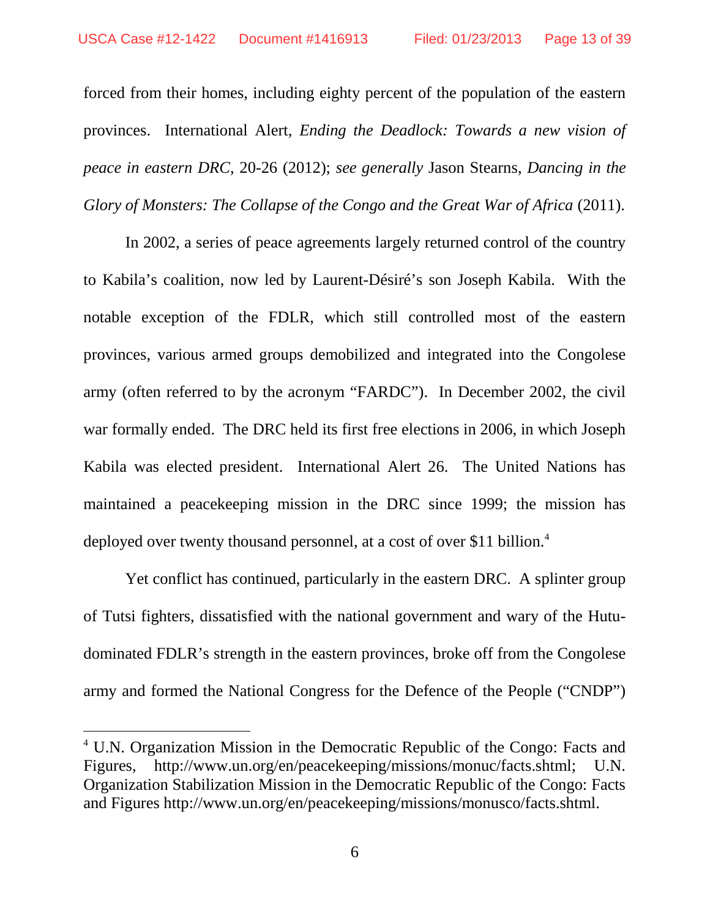forced from their homes, including eighty percent of the population of the eastern provinces. International Alert, *Ending the Deadlock: Towards a new vision of peace in eastern DRC*, 20-26 (2012); *see generally* Jason Stearns, *Dancing in the Glory of Monsters: The Collapse of the Congo and the Great War of Africa* (2011).

In 2002, a series of peace agreements largely returned control of the country to Kabila's coalition, now led by Laurent-Désiré's son Joseph Kabila. With the notable exception of the FDLR, which still controlled most of the eastern provinces, various armed groups demobilized and integrated into the Congolese army (often referred to by the acronym "FARDC"). In December 2002, the civil war formally ended. The DRC held its first free elections in 2006, in which Joseph Kabila was elected president. International Alert 26. The United Nations has maintained a peacekeeping mission in the DRC since 1999; the mission has deployed over twenty thousand personnel, at a cost of over $11 billion.[4]

Yet conflict has continued, particularly in the eastern DRC. A splinter group of Tutsi fighters, dissatisfied with the national government and wary of the Hutu-dominated FDLR's strength in the eastern provinces, broke off from the Congolese army and formed the National Congress for the Defence of the People ("CNDP")

---

[4] U.N. Organization Mission in the Democratic Republic of the Congo: Facts and Figures, http://www.un.org/en/peacekeeping/missions/monuc/facts.shtml; U.N. Organization Stabilization Mission in the Democratic Republic of the Congo: Facts and Figures http://www.un.org/en/peacekeeping/missions/monusco/facts.shtml.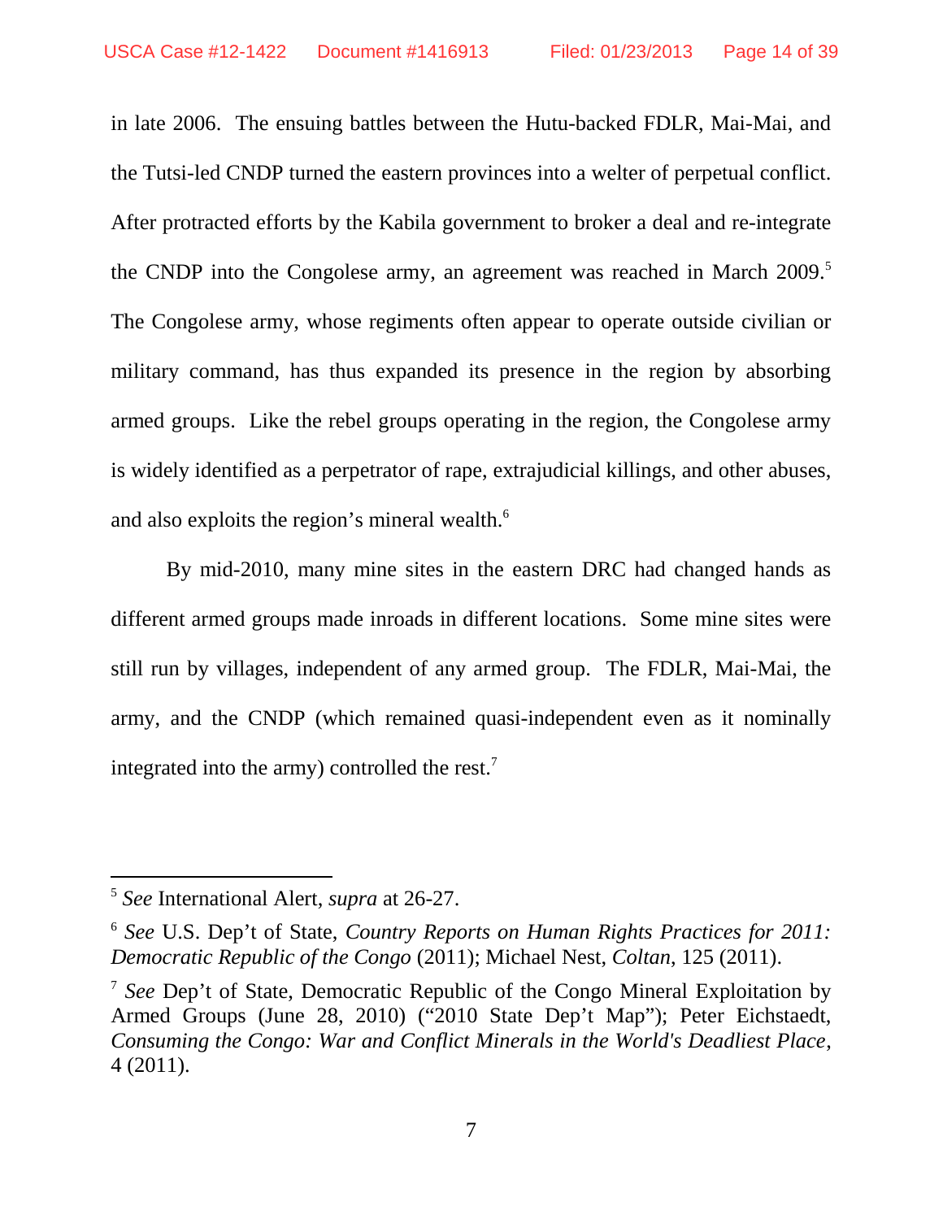in late 2006. The ensuing battles between the Hutu-backed FDLR, Mai-Mai, and the Tutsi-led CNDP turned the eastern provinces into a welter of perpetual conflict. After protracted efforts by the Kabila government to broker a deal and re-integrate the CNDP into the Congolese army, an agreement was reached in March 2009.[5] The Congolese army, whose regiments often appear to operate outside civilian or military command, has thus expanded its presence in the region by absorbing armed groups. Like the rebel groups operating in the region, the Congolese army is widely identified as a perpetrator of rape, extrajudicial killings, and other abuses, and also exploits the region's mineral wealth.[6]

By mid-2010, many mine sites in the eastern DRC had changed hands as different armed groups made inroads in different locations. Some mine sites were still run by villages, independent of any armed group. The FDLR, Mai-Mai, the army, and the CNDP (which remained quasi-independent even as it nominally integrated into the army) controlled the rest.[7]

---

[5] *See* International Alert, *supra* at 26-27.

[6] *See* U.S. Dep't of State, *Country Reports on Human Rights Practices for 2011: Democratic Republic of the Congo* (2011); Michael Nest, *Coltan*, 125 (2011).

[7] *See* Dep't of State, Democratic Republic of the Congo Mineral Exploitation by Armed Groups (June 28, 2010) ("2010 State Dep't Map"); Peter Eichstaedt, *Consuming the Congo: War and Conflict Minerals in the World's Deadliest Place*, 4 (2011).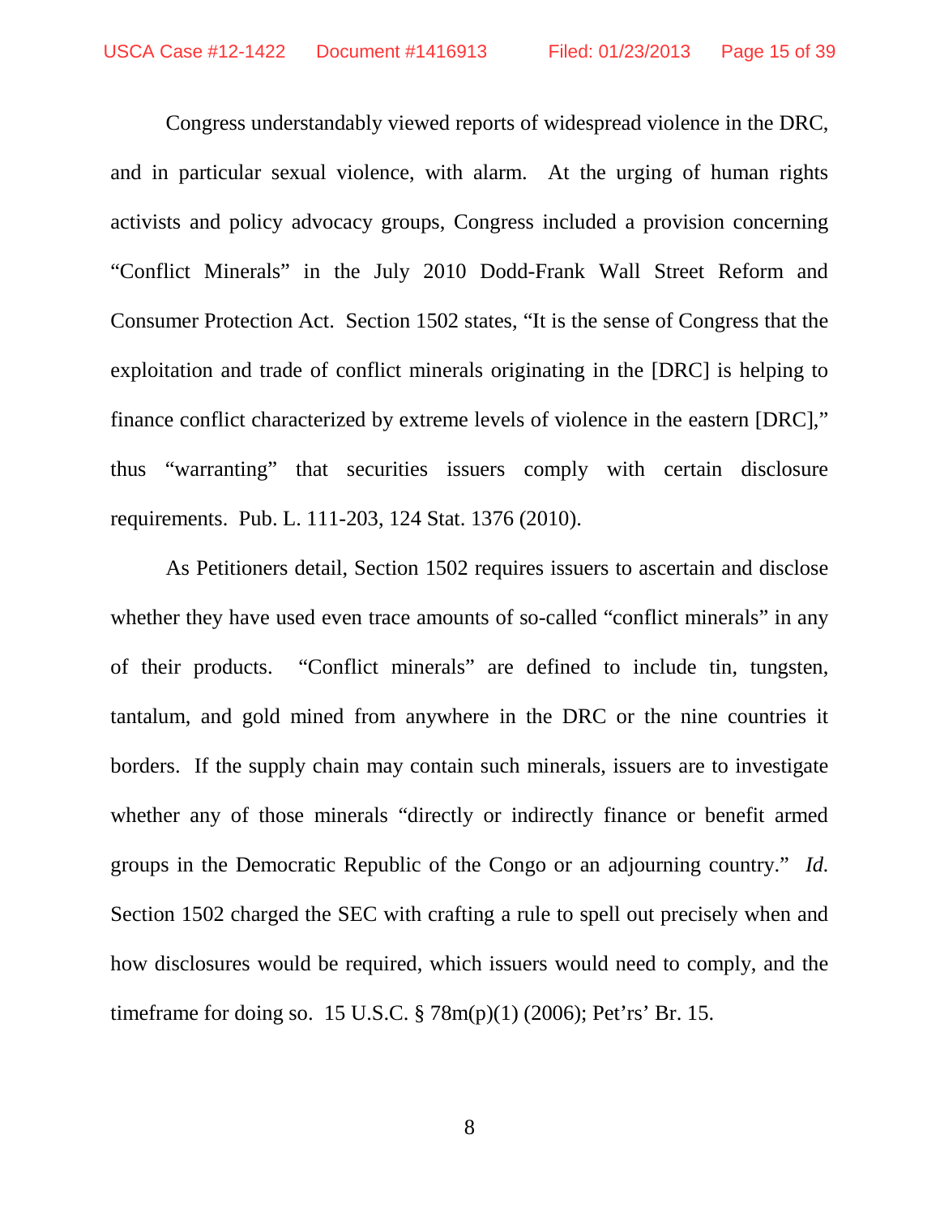Congress understandably viewed reports of widespread violence in the DRC, and in particular sexual violence, with alarm. At the urging of human rights activists and policy advocacy groups, Congress included a provision concerning "Conflict Minerals" in the July 2010 Dodd-Frank Wall Street Reform and Consumer Protection Act. Section 1502 states, "It is the sense of Congress that the exploitation and trade of conflict minerals originating in the [DRC] is helping to finance conflict characterized by extreme levels of violence in the eastern [DRC]," thus "warranting" that securities issuers comply with certain disclosure requirements. Pub. L. 111-203, 124 Stat. 1376 (2010).

As Petitioners detail, Section 1502 requires issuers to ascertain and disclose whether they have used even trace amounts of so-called "conflict minerals" in any of their products. "Conflict minerals" are defined to include tin, tungsten, tantalum, and gold mined from anywhere in the DRC or the nine countries it borders. If the supply chain may contain such minerals, issuers are to investigate whether any of those minerals "directly or indirectly finance or benefit armed groups in the Democratic Republic of the Congo or an adjourning country." *Id.* Section 1502 charged the SEC with crafting a rule to spell out precisely when and how disclosures would be required, which issuers would need to comply, and the timeframe for doing so. 15 U.S.C. § 78m(p)(1) (2006); Pet'rs' Br. 15.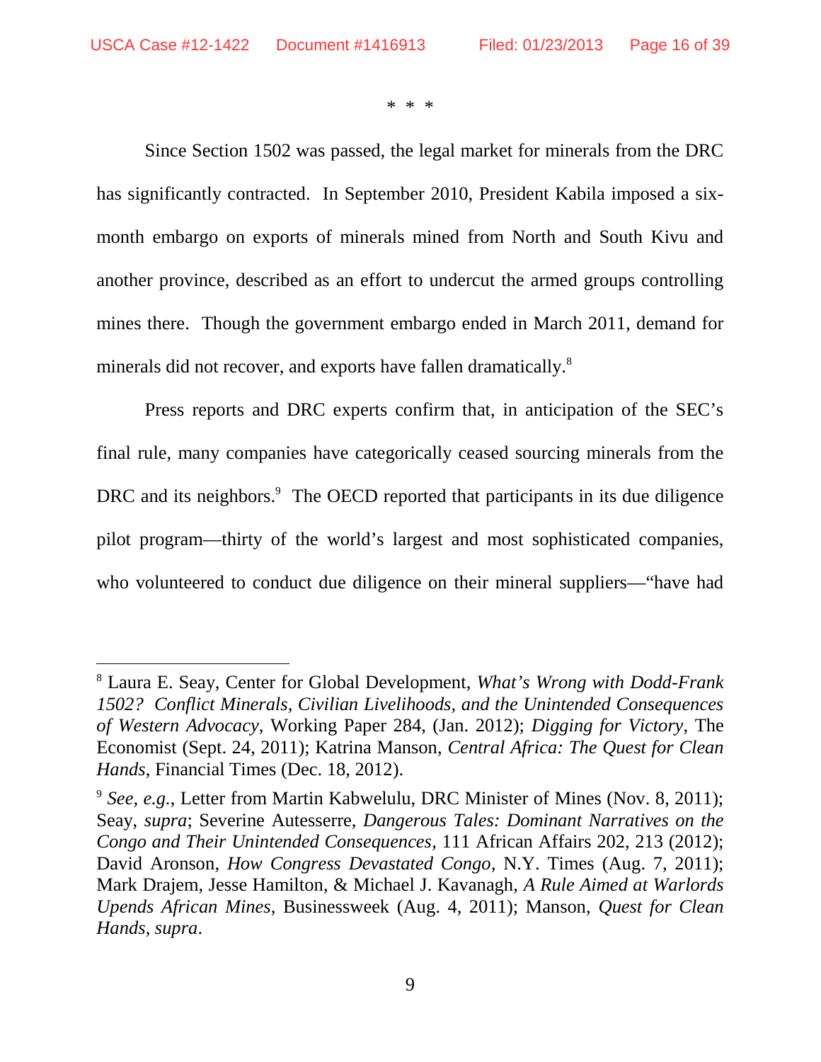\* \* \*

Since Section 1502 was passed, the legal market for minerals from the DRC has significantly contracted. In September 2010, President Kabila imposed a six-month embargo on exports of minerals mined from North and South Kivu and another province, described as an effort to undercut the armed groups controlling mines there. Though the government embargo ended in March 2011, demand for minerals did not recover, and exports have fallen dramatically.[8]

Press reports and DRC experts confirm that, in anticipation of the SEC's final rule, many companies have categorically ceased sourcing minerals from the DRC and its neighbors.[9] The OECD reported that participants in its due diligence pilot program—thirty of the world's largest and most sophisticated companies, who volunteered to conduct due diligence on their mineral suppliers—"have had

---

[8] Laura E. Seay, Center for Global Development, *What's Wrong with Dodd-Frank 1502? Conflict Minerals, Civilian Livelihoods, and the Unintended Consequences of Western Advocacy*, Working Paper 284, (Jan. 2012); *Digging for Victory*, The Economist (Sept. 24, 2011); Katrina Manson, *Central Africa: The Quest for Clean Hands*, Financial Times (Dec. 18, 2012).

[9] *See, e.g.*, Letter from Martin Kabwelulu, DRC Minister of Mines (Nov. 8, 2011); Seay, *supra*; Severine Autesserre, *Dangerous Tales: Dominant Narratives on the Congo and Their Unintended Consequences*, 111 African Affairs 202, 213 (2012); David Aronson, *How Congress Devastated Congo*, N.Y. Times (Aug. 7, 2011); Mark Drajem, Jesse Hamilton, & Michael J. Kavanagh, *A Rule Aimed at Warlords Upends African Mines*, Businessweek (Aug. 4, 2011); Manson, *Quest for Clean Hands*, *supra*.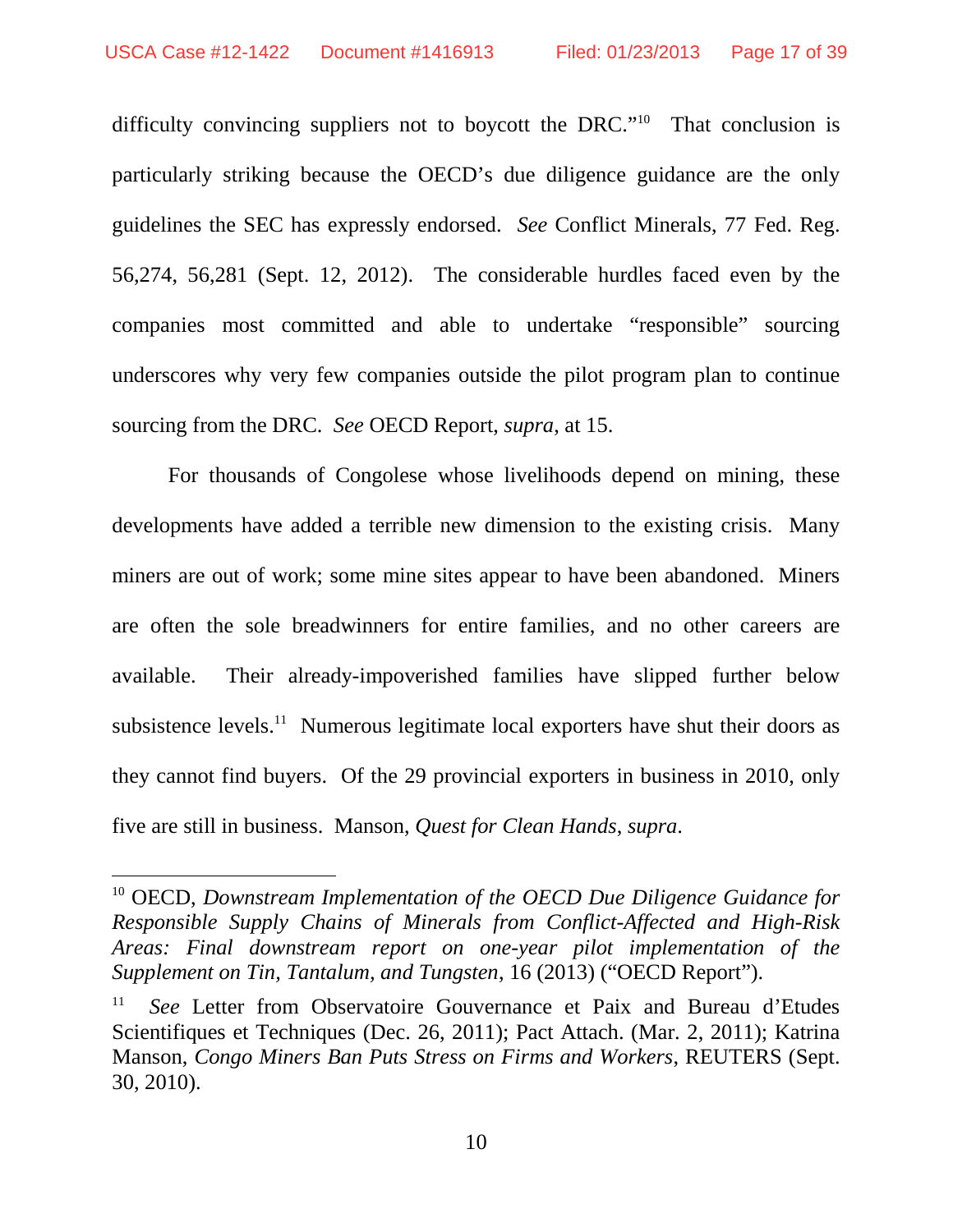difficulty convincing suppliers not to boycott the DRC."[10] That conclusion is particularly striking because the OECD's due diligence guidance are the only guidelines the SEC has expressly endorsed. *See* Conflict Minerals, 77 Fed. Reg. 56,274, 56,281 (Sept. 12, 2012). The considerable hurdles faced even by the companies most committed and able to undertake "responsible" sourcing underscores why very few companies outside the pilot program plan to continue sourcing from the DRC. *See* OECD Report, *supra*, at 15.

For thousands of Congolese whose livelihoods depend on mining, these developments have added a terrible new dimension to the existing crisis. Many miners are out of work; some mine sites appear to have been abandoned. Miners are often the sole breadwinners for entire families, and no other careers are available. Their already-impoverished families have slipped further below subsistence levels.[11] Numerous legitimate local exporters have shut their doors as they cannot find buyers. Of the 29 provincial exporters in business in 2010, only five are still in business. Manson, *Quest for Clean Hands*, *supra*.

---

[10] OECD, *Downstream Implementation of the OECD Due Diligence Guidance for Responsible Supply Chains of Minerals from Conflict-Affected and High-Risk Areas: Final downstream report on one-year pilot implementation of the Supplement on Tin, Tantalum, and Tungsten*, 16 (2013) ("OECD Report").

[11] *See* Letter from Observatoire Gouvernance et Paix and Bureau d'Etudes Scientifiques et Techniques (Dec. 26, 2011); Pact Attach. (Mar. 2, 2011); Katrina Manson, *Congo Miners Ban Puts Stress on Firms and Workers*, REUTERS (Sept. 30, 2010).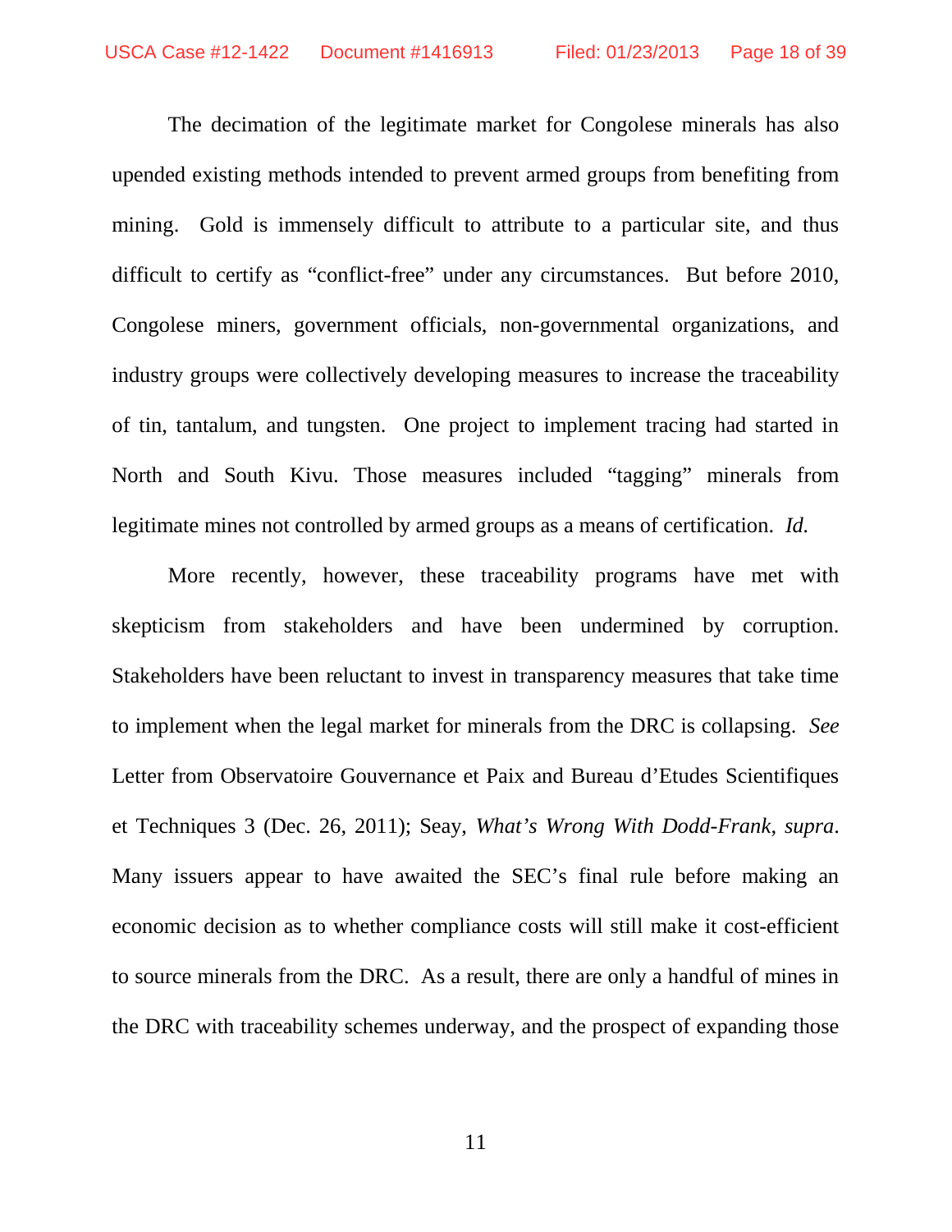The decimation of the legitimate market for Congolese minerals has also upended existing methods intended to prevent armed groups from benefiting from mining. Gold is immensely difficult to attribute to a particular site, and thus difficult to certify as "conflict-free" under any circumstances. But before 2010, Congolese miners, government officials, non-governmental organizations, and industry groups were collectively developing measures to increase the traceability of tin, tantalum, and tungsten. One project to implement tracing had started in North and South Kivu. Those measures included "tagging" minerals from legitimate mines not controlled by armed groups as a means of certification. *Id.*

More recently, however, these traceability programs have met with skepticism from stakeholders and have been undermined by corruption. Stakeholders have been reluctant to invest in transparency measures that take time to implement when the legal market for minerals from the DRC is collapsing. *See* Letter from Observatoire Gouvernance et Paix and Bureau d'Etudes Scientifiques et Techniques 3 (Dec. 26, 2011); Seay, *What's Wrong With Dodd-Frank*, *supra*. Many issuers appear to have awaited the SEC's final rule before making an economic decision as to whether compliance costs will still make it cost-efficient to source minerals from the DRC. As a result, there are only a handful of mines in the DRC with traceability schemes underway, and the prospect of expanding those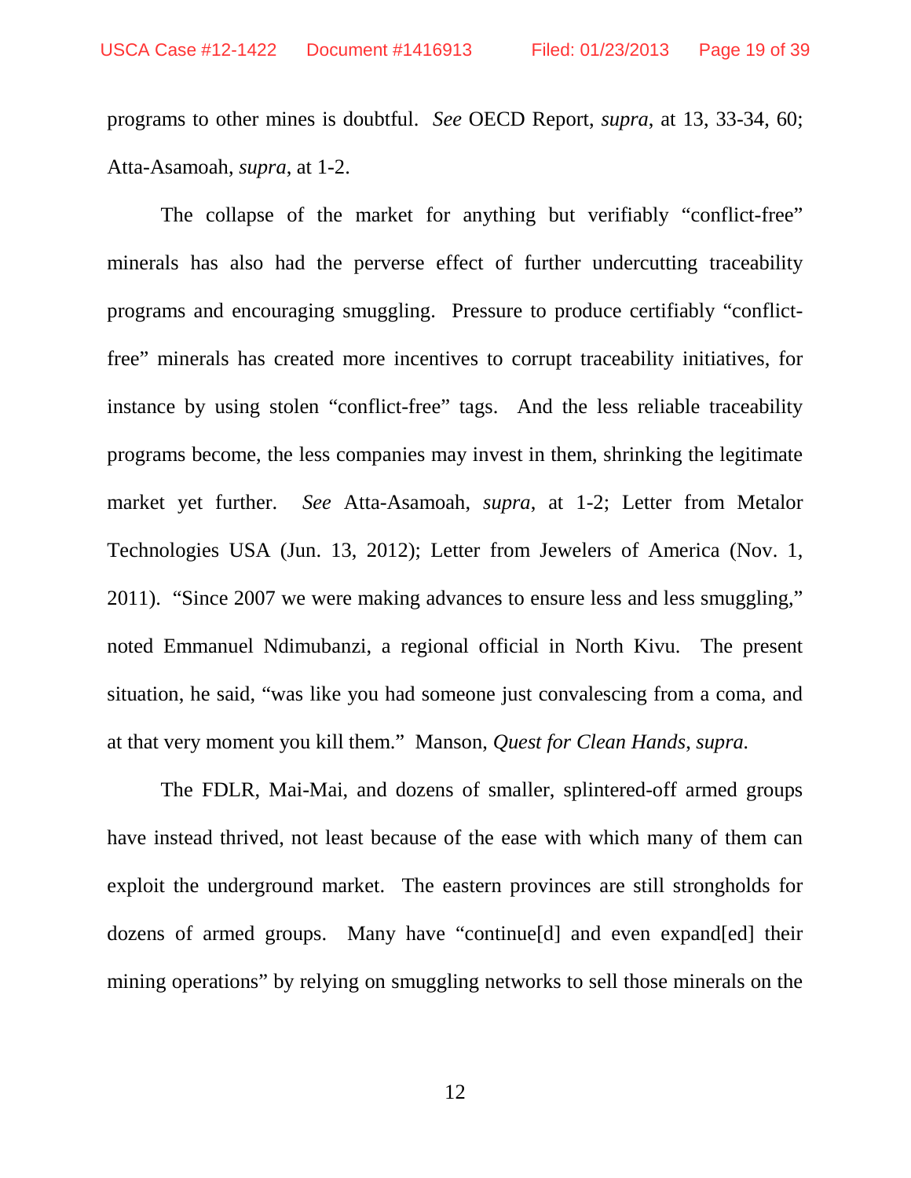programs to other mines is doubtful. *See* OECD Report, *supra*, at 13, 33-34, 60; Atta-Asamoah, *supra*, at 1-2.

The collapse of the market for anything but verifiably "conflict-free" minerals has also had the perverse effect of further undercutting traceability programs and encouraging smuggling. Pressure to produce certifiably "conflict-free" minerals has created more incentives to corrupt traceability initiatives, for instance by using stolen "conflict-free" tags. And the less reliable traceability programs become, the less companies may invest in them, shrinking the legitimate market yet further. *See* Atta-Asamoah, *supra*, at 1-2; Letter from Metalor Technologies USA (Jun. 13, 2012); Letter from Jewelers of America (Nov. 1, 2011). "Since 2007 we were making advances to ensure less and less smuggling," noted Emmanuel Ndimubanzi, a regional official in North Kivu. The present situation, he said, "was like you had someone just convalescing from a coma, and at that very moment you kill them." Manson, *Quest for Clean Hands*, *supra*.

The FDLR, Mai-Mai, and dozens of smaller, splintered-off armed groups have instead thrived, not least because of the ease with which many of them can exploit the underground market. The eastern provinces are still strongholds for dozens of armed groups. Many have "continue[d] and even expand[ed] their mining operations" by relying on smuggling networks to sell those minerals on the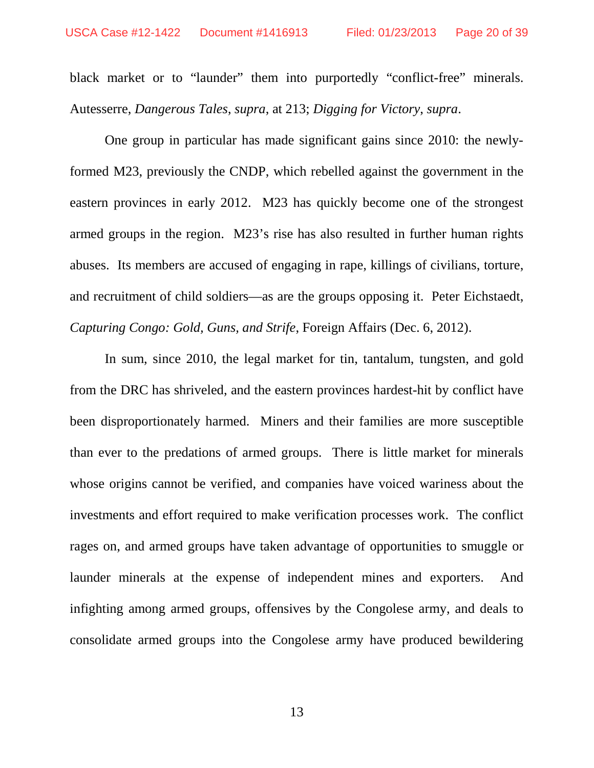black market or to "launder" them into purportedly "conflict-free" minerals. Autesserre, *Dangerous Tales, supra*, at 213; *Digging for Victory, supra*.

One group in particular has made significant gains since 2010: the newly-formed M23, previously the CNDP, which rebelled against the government in the eastern provinces in early 2012. M23 has quickly become one of the strongest armed groups in the region. M23's rise has also resulted in further human rights abuses. Its members are accused of engaging in rape, killings of civilians, torture, and recruitment of child soldiers—as are the groups opposing it. Peter Eichstaedt, *Capturing Congo: Gold, Guns, and Strife*, Foreign Affairs (Dec. 6, 2012).

In sum, since 2010, the legal market for tin, tantalum, tungsten, and gold from the DRC has shriveled, and the eastern provinces hardest-hit by conflict have been disproportionately harmed. Miners and their families are more susceptible than ever to the predations of armed groups. There is little market for minerals whose origins cannot be verified, and companies have voiced wariness about the investments and effort required to make verification processes work. The conflict rages on, and armed groups have taken advantage of opportunities to smuggle or launder minerals at the expense of independent mines and exporters. And infighting among armed groups, offensives by the Congolese army, and deals to consolidate armed groups into the Congolese army have produced bewildering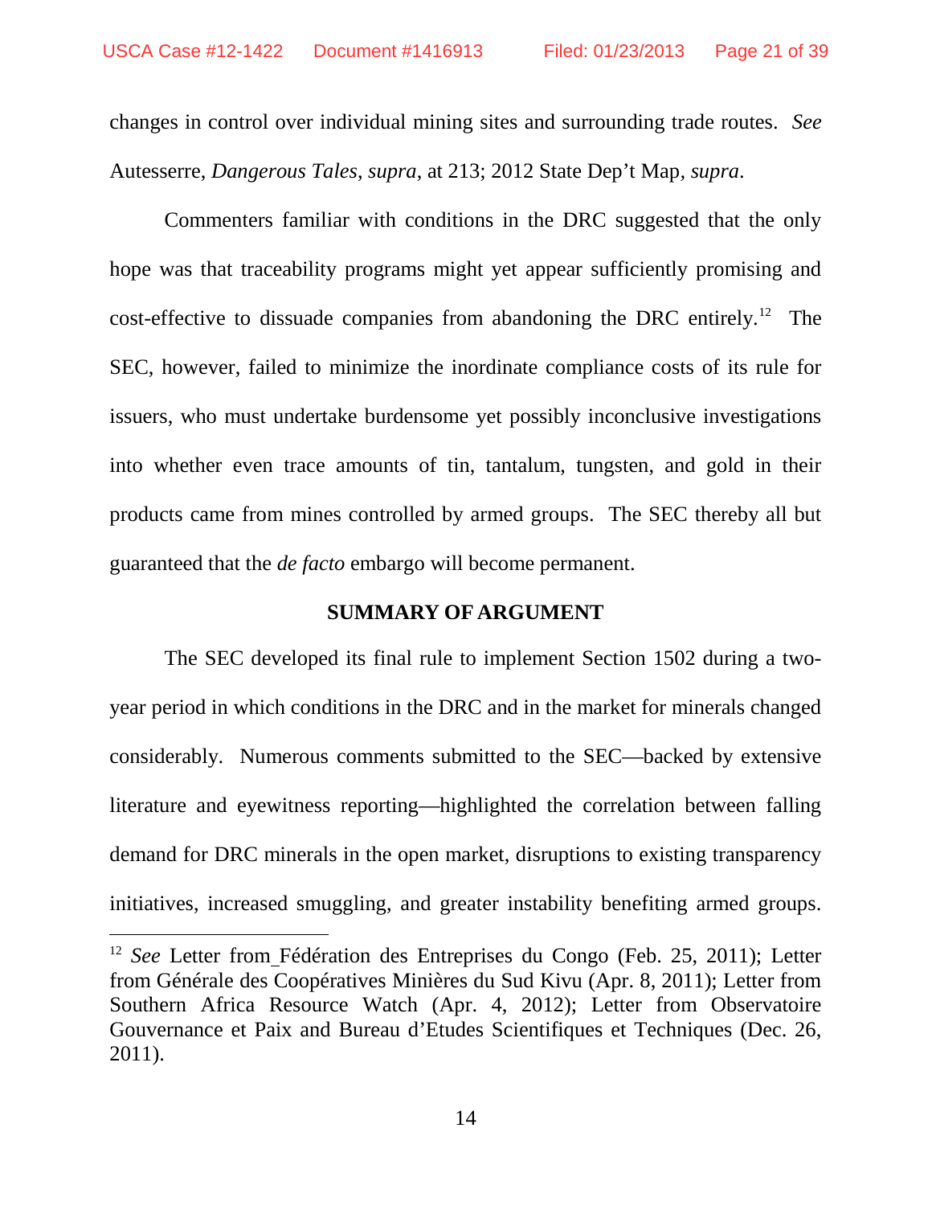changes in control over individual mining sites and surrounding trade routes. *See* Autesserre, *Dangerous Tales*, *supra*, at 213; 2012 State Dep't Map, *supra*.

Commenters familiar with conditions in the DRC suggested that the only hope was that traceability programs might yet appear sufficiently promising and cost-effective to dissuade companies from abandoning the DRC entirely.[12] The SEC, however, failed to minimize the inordinate compliance costs of its rule for issuers, who must undertake burdensome yet possibly inconclusive investigations into whether even trace amounts of tin, tantalum, tungsten, and gold in their products came from mines controlled by armed groups. The SEC thereby all but guaranteed that the *de facto* embargo will become permanent.

## SUMMARY OF ARGUMENT

The SEC developed its final rule to implement Section 1502 during a two-year period in which conditions in the DRC and in the market for minerals changed considerably. Numerous comments submitted to the SEC—backed by extensive literature and eyewitness reporting—highlighted the correlation between falling demand for DRC minerals in the open market, disruptions to existing transparency initiatives, increased smuggling, and greater instability benefiting armed groups.

---

[12] *See* Letter from Fédération des Entreprises du Congo (Feb. 25, 2011); Letter from Générale des Coopératives Minières du Sud Kivu (Apr. 8, 2011); Letter from Southern Africa Resource Watch (Apr. 4, 2012); Letter from Observatoire Gouvernance et Paix and Bureau d'Etudes Scientifiques et Techniques (Dec. 26, 2011).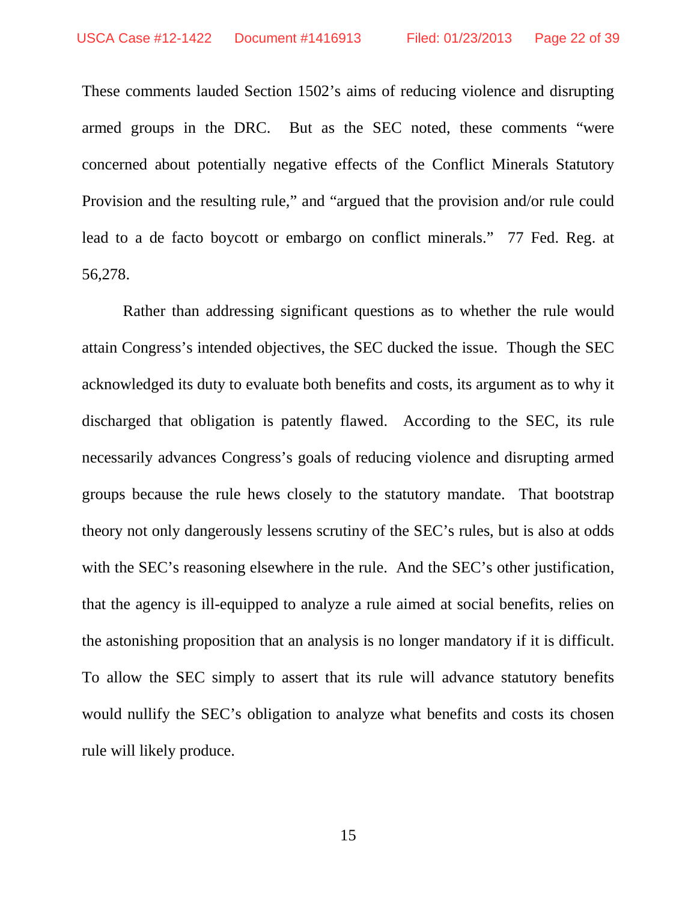These comments lauded Section 1502's aims of reducing violence and disrupting armed groups in the DRC. But as the SEC noted, these comments "were concerned about potentially negative effects of the Conflict Minerals Statutory Provision and the resulting rule," and "argued that the provision and/or rule could lead to a de facto boycott or embargo on conflict minerals." 77 Fed. Reg. at 56,278.

Rather than addressing significant questions as to whether the rule would attain Congress's intended objectives, the SEC ducked the issue. Though the SEC acknowledged its duty to evaluate both benefits and costs, its argument as to why it discharged that obligation is patently flawed. According to the SEC, its rule necessarily advances Congress's goals of reducing violence and disrupting armed groups because the rule hews closely to the statutory mandate. That bootstrap theory not only dangerously lessens scrutiny of the SEC's rules, but is also at odds with the SEC's reasoning elsewhere in the rule. And the SEC's other justification, that the agency is ill-equipped to analyze a rule aimed at social benefits, relies on the astonishing proposition that an analysis is no longer mandatory if it is difficult. To allow the SEC simply to assert that its rule will advance statutory benefits would nullify the SEC's obligation to analyze what benefits and costs its chosen rule will likely produce.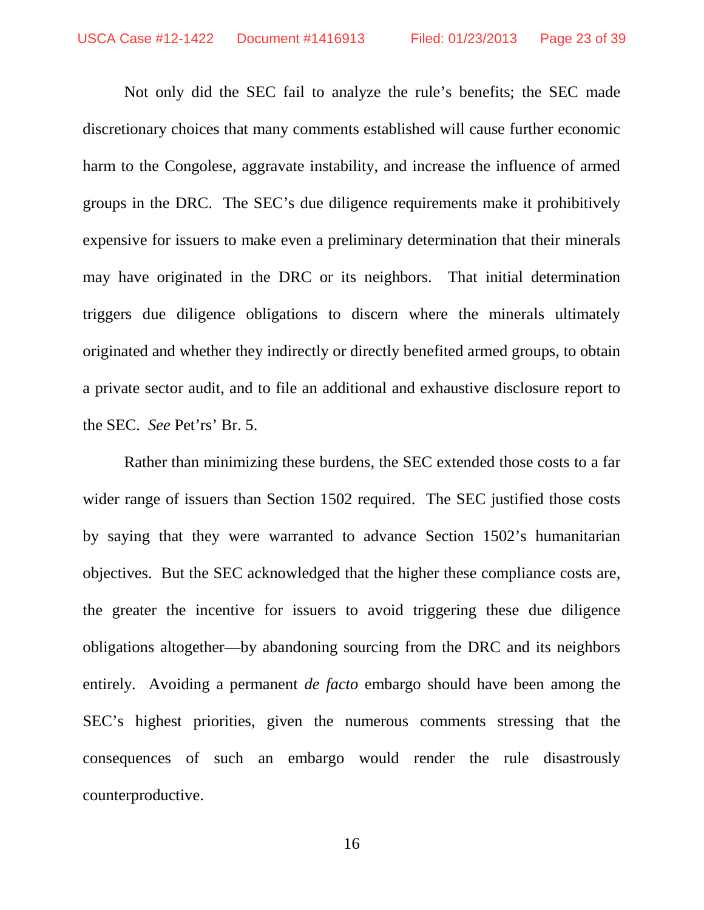Not only did the SEC fail to analyze the rule's benefits; the SEC made discretionary choices that many comments established will cause further economic harm to the Congolese, aggravate instability, and increase the influence of armed groups in the DRC. The SEC's due diligence requirements make it prohibitively expensive for issuers to make even a preliminary determination that their minerals may have originated in the DRC or its neighbors. That initial determination triggers due diligence obligations to discern where the minerals ultimately originated and whether they indirectly or directly benefited armed groups, to obtain a private sector audit, and to file an additional and exhaustive disclosure report to the SEC. *See* Pet'rs' Br. 5.

Rather than minimizing these burdens, the SEC extended those costs to a far wider range of issuers than Section 1502 required. The SEC justified those costs by saying that they were warranted to advance Section 1502's humanitarian objectives. But the SEC acknowledged that the higher these compliance costs are, the greater the incentive for issuers to avoid triggering these due diligence obligations altogether—by abandoning sourcing from the DRC and its neighbors entirely. Avoiding a permanent *de facto* embargo should have been among the SEC's highest priorities, given the numerous comments stressing that the consequences of such an embargo would render the rule disastrously counterproductive.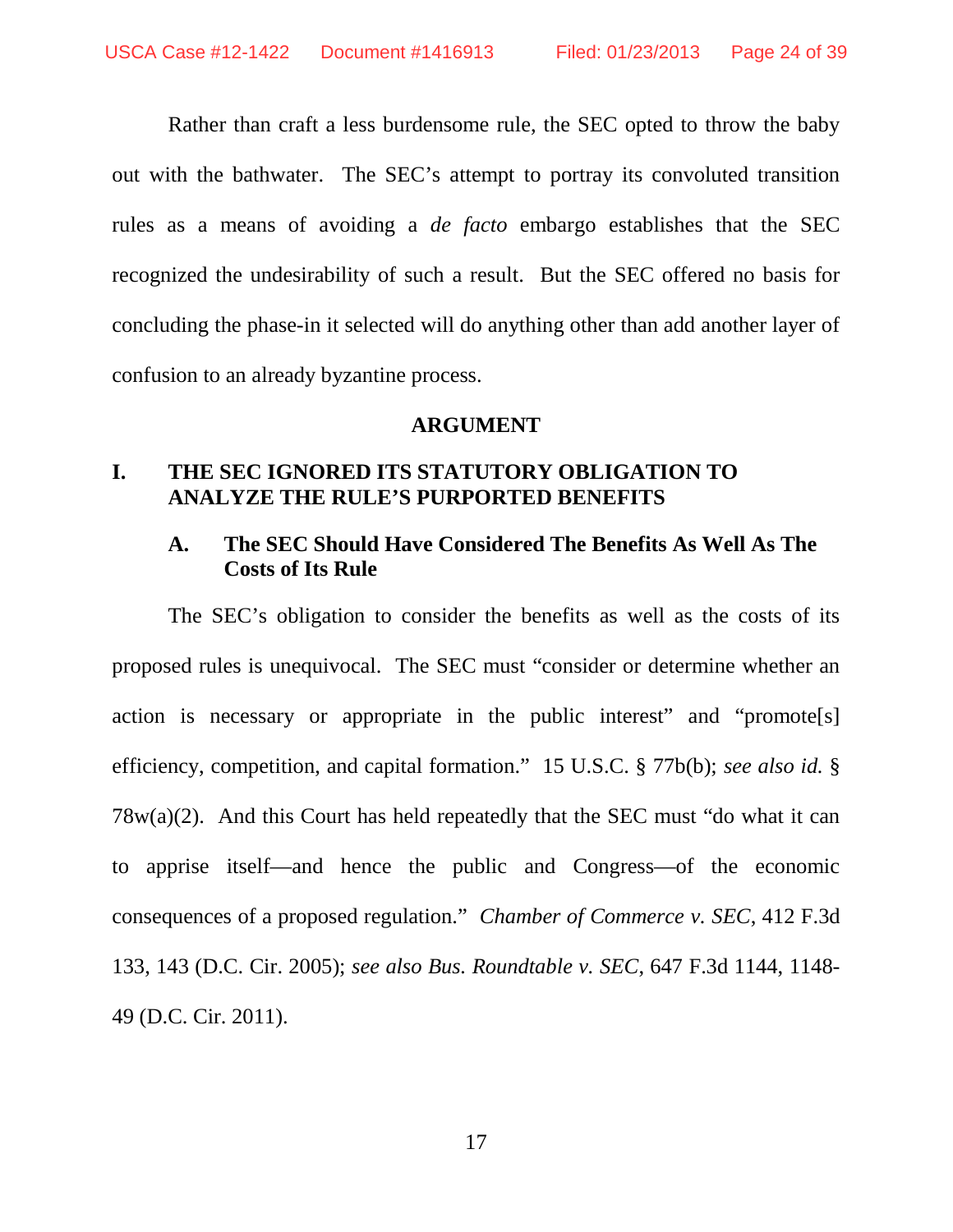Rather than craft a less burdensome rule, the SEC opted to throw the baby out with the bathwater. The SEC's attempt to portray its convoluted transition rules as a means of avoiding a *de facto* embargo establishes that the SEC recognized the undesirability of such a result. But the SEC offered no basis for concluding the phase-in it selected will do anything other than add another layer of confusion to an already byzantine process.

## ARGUMENT

### I. THE SEC IGNORED ITS STATUTORY OBLIGATION TO ANALYZE THE RULE'S PURPORTED BENEFITS

#### A. The SEC Should Have Considered The Benefits As Well As The Costs of Its Rule

The SEC's obligation to consider the benefits as well as the costs of its proposed rules is unequivocal. The SEC must "consider or determine whether an action is necessary or appropriate in the public interest" and "promote[s] efficiency, competition, and capital formation." 15 U.S.C. § 77b(b); *see also id.* § 78w(a)(2). And this Court has held repeatedly that the SEC must "do what it can to apprise itself—and hence the public and Congress—of the economic consequences of a proposed regulation." *Chamber of Commerce v. SEC*, 412 F.3d 133, 143 (D.C. Cir. 2005); *see also Bus. Roundtable v. SEC*, 647 F.3d 1144, 1148-49 (D.C. Cir. 2011).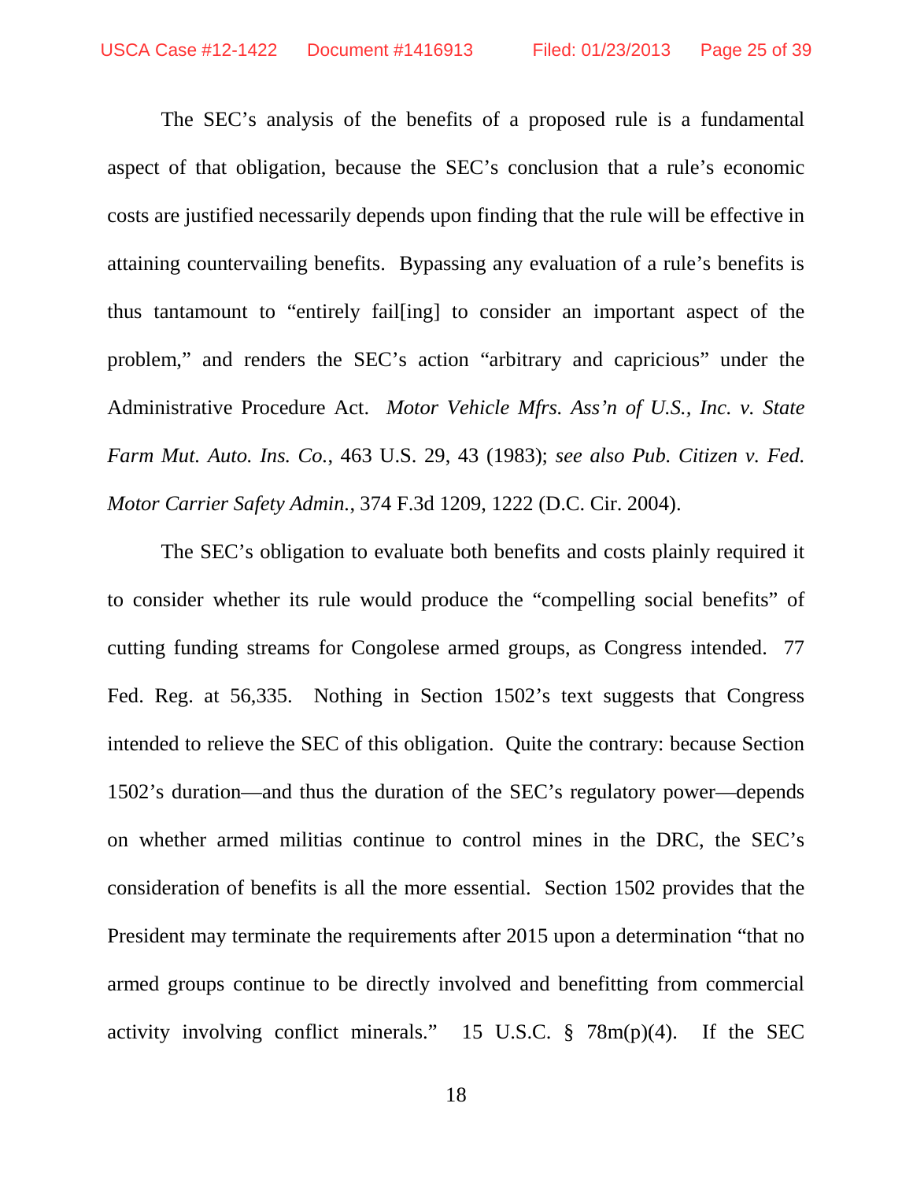The SEC's analysis of the benefits of a proposed rule is a fundamental aspect of that obligation, because the SEC's conclusion that a rule's economic costs are justified necessarily depends upon finding that the rule will be effective in attaining countervailing benefits. Bypassing any evaluation of a rule's benefits is thus tantamount to "entirely fail[ing] to consider an important aspect of the problem," and renders the SEC's action "arbitrary and capricious" under the Administrative Procedure Act. *Motor Vehicle Mfrs. Ass'n of U.S., Inc. v. State Farm Mut. Auto. Ins. Co.*, 463 U.S. 29, 43 (1983); *see also Pub. Citizen v. Fed. Motor Carrier Safety Admin.*, 374 F.3d 1209, 1222 (D.C. Cir. 2004).

The SEC's obligation to evaluate both benefits and costs plainly required it to consider whether its rule would produce the "compelling social benefits" of cutting funding streams for Congolese armed groups, as Congress intended. 77 Fed. Reg. at 56,335. Nothing in Section 1502's text suggests that Congress intended to relieve the SEC of this obligation. Quite the contrary: because Section 1502's duration—and thus the duration of the SEC's regulatory power—depends on whether armed militias continue to control mines in the DRC, the SEC's consideration of benefits is all the more essential. Section 1502 provides that the President may terminate the requirements after 2015 upon a determination "that no armed groups continue to be directly involved and benefitting from commercial activity involving conflict minerals." 15 U.S.C. § 78m(p)(4). If the SEC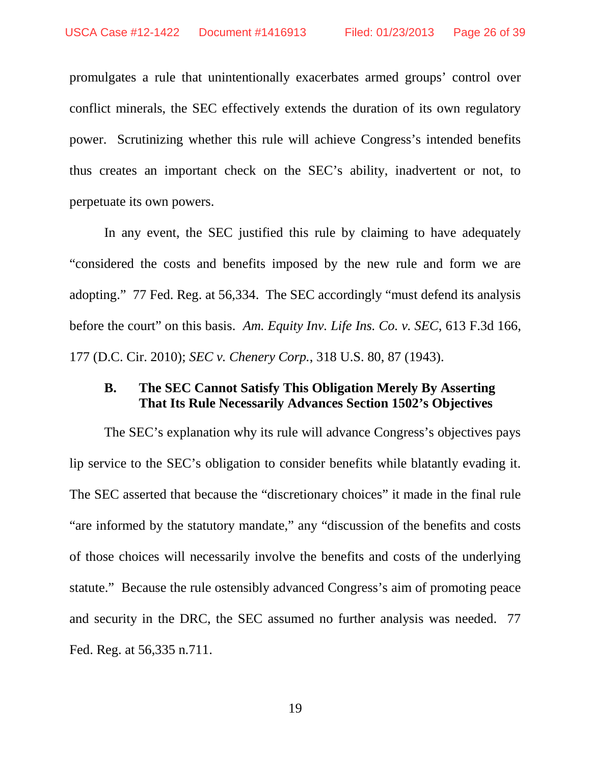promulgates a rule that unintentionally exacerbates armed groups' control over conflict minerals, the SEC effectively extends the duration of its own regulatory power. Scrutinizing whether this rule will achieve Congress's intended benefits thus creates an important check on the SEC's ability, inadvertent or not, to perpetuate its own powers.

In any event, the SEC justified this rule by claiming to have adequately "considered the costs and benefits imposed by the new rule and form we are adopting." 77 Fed. Reg. at 56,334. The SEC accordingly "must defend its analysis before the court" on this basis. *Am. Equity Inv. Life Ins. Co. v. SEC*, 613 F.3d 166, 177 (D.C. Cir. 2010); *SEC v. Chenery Corp.*, 318 U.S. 80, 87 (1943).

### B. The SEC Cannot Satisfy This Obligation Merely By Asserting That Its Rule Necessarily Advances Section 1502's Objectives

The SEC's explanation why its rule will advance Congress's objectives pays lip service to the SEC's obligation to consider benefits while blatantly evading it. The SEC asserted that because the "discretionary choices" it made in the final rule "are informed by the statutory mandate," any "discussion of the benefits and costs of those choices will necessarily involve the benefits and costs of the underlying statute." Because the rule ostensibly advanced Congress's aim of promoting peace and security in the DRC, the SEC assumed no further analysis was needed. 77 Fed. Reg. at 56,335 n.711.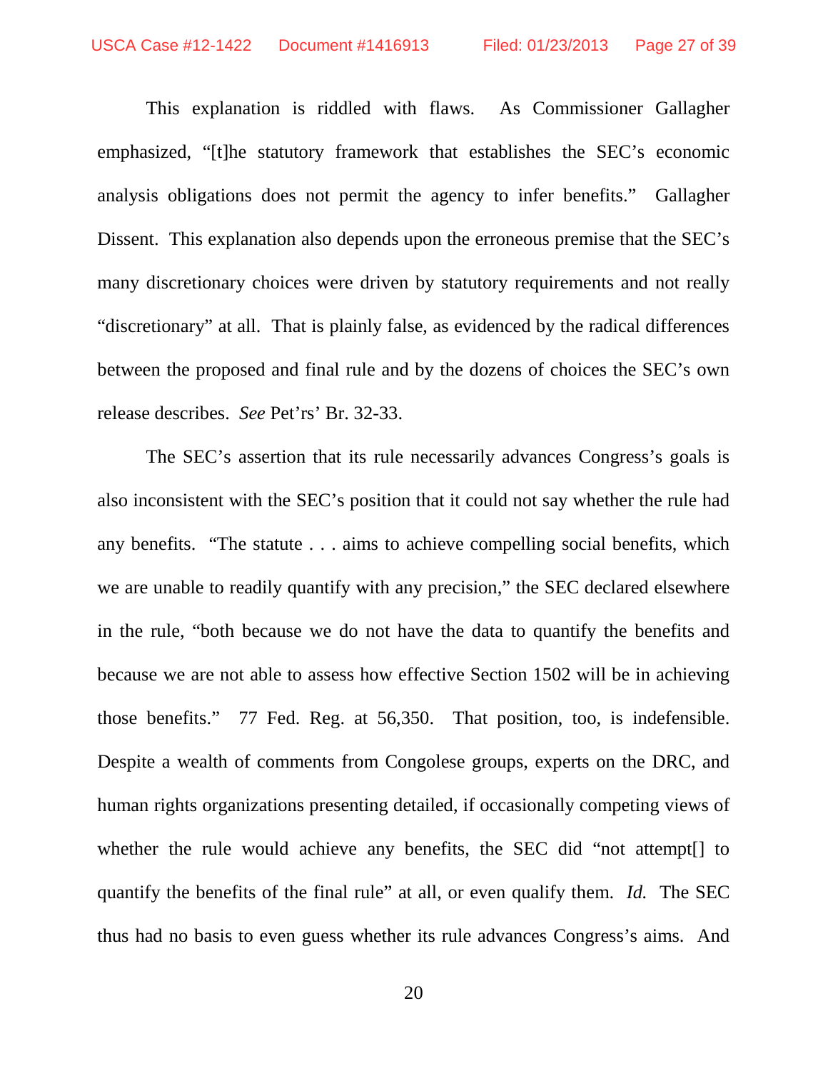This explanation is riddled with flaws. As Commissioner Gallagher emphasized, "[t]he statutory framework that establishes the SEC's economic analysis obligations does not permit the agency to infer benefits." Gallagher Dissent. This explanation also depends upon the erroneous premise that the SEC's many discretionary choices were driven by statutory requirements and not really "discretionary" at all. That is plainly false, as evidenced by the radical differences between the proposed and final rule and by the dozens of choices the SEC's own release describes. *See* Pet'rs' Br. 32-33.

The SEC's assertion that its rule necessarily advances Congress's goals is also inconsistent with the SEC's position that it could not say whether the rule had any benefits. "The statute . . . aims to achieve compelling social benefits, which we are unable to readily quantify with any precision," the SEC declared elsewhere in the rule, "both because we do not have the data to quantify the benefits and because we are not able to assess how effective Section 1502 will be in achieving those benefits." 77 Fed. Reg. at 56,350. That position, too, is indefensible. Despite a wealth of comments from Congolese groups, experts on the DRC, and human rights organizations presenting detailed, if occasionally competing views of whether the rule would achieve any benefits, the SEC did "not attempt[] to quantify the benefits of the final rule" at all, or even qualify them. *Id.* The SEC thus had no basis to even guess whether its rule advances Congress's aims. And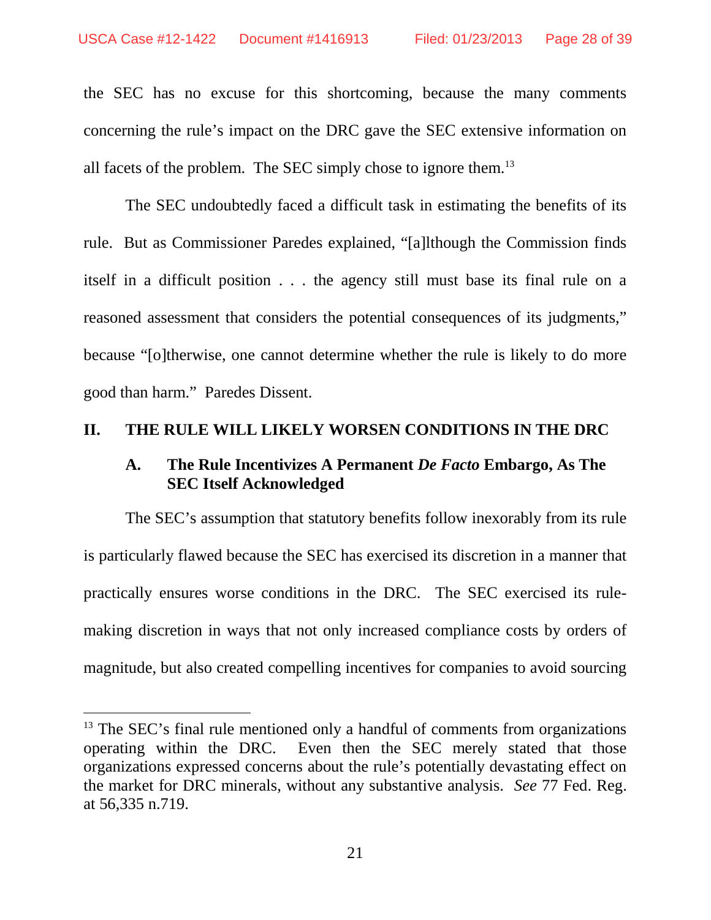the SEC has no excuse for this shortcoming, because the many comments concerning the rule's impact on the DRC gave the SEC extensive information on all facets of the problem. The SEC simply chose to ignore them.[13]

The SEC undoubtedly faced a difficult task in estimating the benefits of its rule. But as Commissioner Paredes explained, "[a]lthough the Commission finds itself in a difficult position . . . the agency still must base its final rule on a reasoned assessment that considers the potential consequences of its judgments," because "[o]therwise, one cannot determine whether the rule is likely to do more good than harm." Paredes Dissent.

## II. THE RULE WILL LIKELY WORSEN CONDITIONS IN THE DRC

### A. The Rule Incentivizes A Permanent *De Facto* Embargo, As The SEC Itself Acknowledged

The SEC's assumption that statutory benefits follow inexorably from its rule is particularly flawed because the SEC has exercised its discretion in a manner that practically ensures worse conditions in the DRC. The SEC exercised its rule-making discretion in ways that not only increased compliance costs by orders of magnitude, but also created compelling incentives for companies to avoid sourcing

[13] The SEC's final rule mentioned only a handful of comments from organizations operating within the DRC. Even then the SEC merely stated that those organizations expressed concerns about the rule's potentially devastating effect on the market for DRC minerals, without any substantive analysis. *See* 77 Fed. Reg. at 56,335 n.719.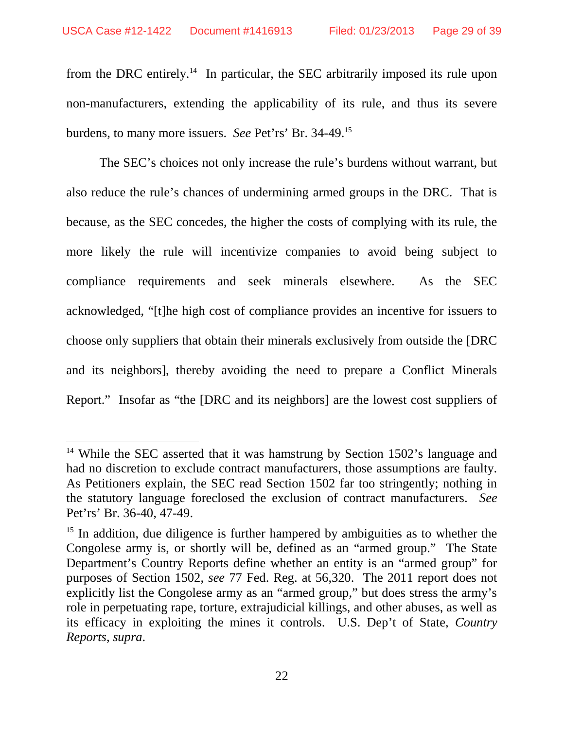from the DRC entirely.[14] In particular, the SEC arbitrarily imposed its rule upon non-manufacturers, extending the applicability of its rule, and thus its severe burdens, to many more issuers. *See* Pet'rs' Br. 34-49.[15]

The SEC's choices not only increase the rule's burdens without warrant, but also reduce the rule's chances of undermining armed groups in the DRC. That is because, as the SEC concedes, the higher the costs of complying with its rule, the more likely the rule will incentivize companies to avoid being subject to compliance requirements and seek minerals elsewhere. As the SEC acknowledged, "[t]he high cost of compliance provides an incentive for issuers to choose only suppliers that obtain their minerals exclusively from outside the [DRC and its neighbors], thereby avoiding the need to prepare a Conflict Minerals Report." Insofar as "the [DRC and its neighbors] are the lowest cost suppliers of

---

[14] While the SEC asserted that it was hamstrung by Section 1502's language and had no discretion to exclude contract manufacturers, those assumptions are faulty. As Petitioners explain, the SEC read Section 1502 far too stringently; nothing in the statutory language foreclosed the exclusion of contract manufacturers. *See* Pet'rs' Br. 36-40, 47-49.

[15] In addition, due diligence is further hampered by ambiguities as to whether the Congolese army is, or shortly will be, defined as an "armed group." The State Department's Country Reports define whether an entity is an "armed group" for purposes of Section 1502, *see* 77 Fed. Reg. at 56,320. The 2011 report does not explicitly list the Congolese army as an "armed group," but does stress the army's role in perpetuating rape, torture, extrajudicial killings, and other abuses, as well as its efficacy in exploiting the mines it controls. U.S. Dep't of State, *Country Reports*, *supra*.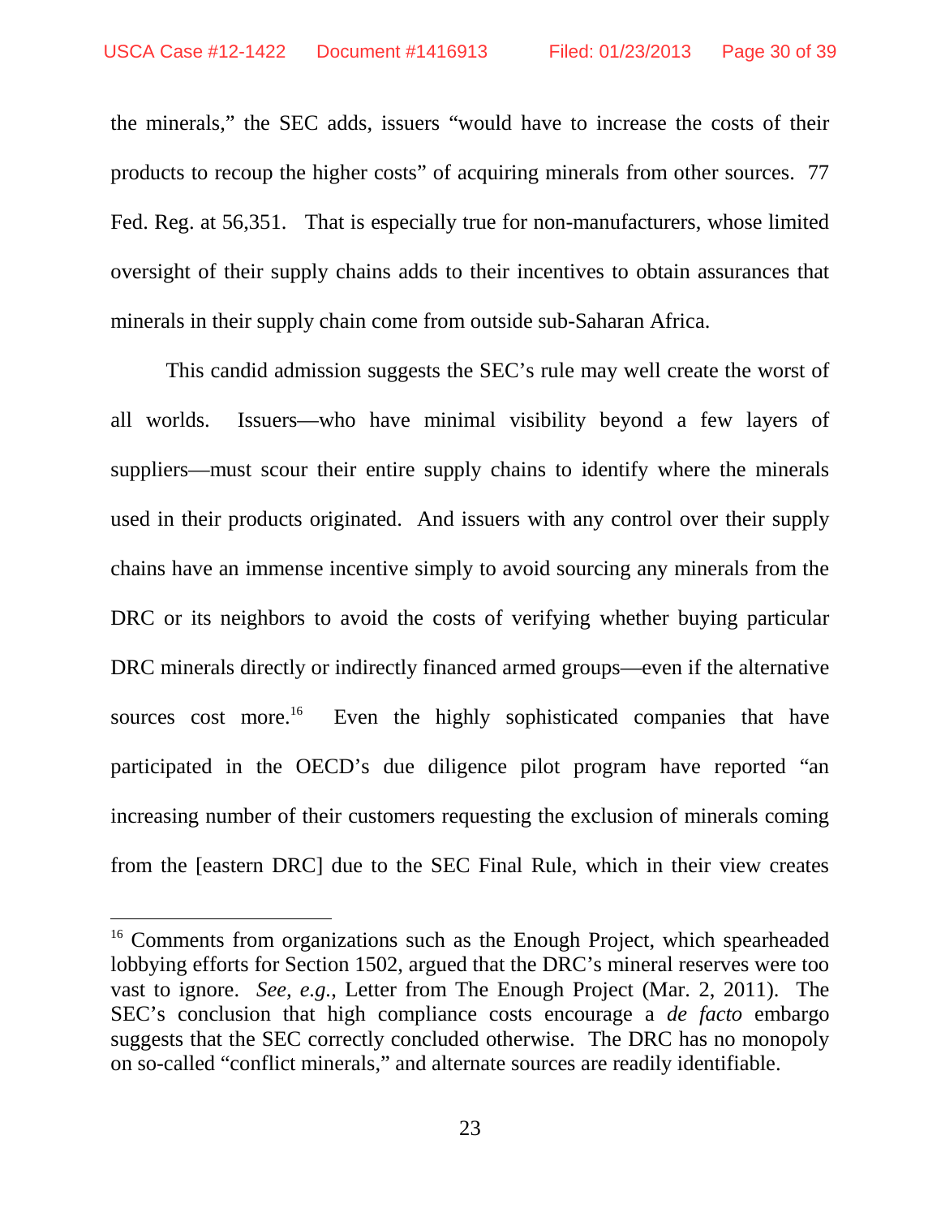the minerals," the SEC adds, issuers "would have to increase the costs of their products to recoup the higher costs" of acquiring minerals from other sources. 77 Fed. Reg. at 56,351. That is especially true for non-manufacturers, whose limited oversight of their supply chains adds to their incentives to obtain assurances that minerals in their supply chain come from outside sub-Saharan Africa.

This candid admission suggests the SEC's rule may well create the worst of all worlds. Issuers—who have minimal visibility beyond a few layers of suppliers—must scour their entire supply chains to identify where the minerals used in their products originated. And issuers with any control over their supply chains have an immense incentive simply to avoid sourcing any minerals from the DRC or its neighbors to avoid the costs of verifying whether buying particular DRC minerals directly or indirectly financed armed groups—even if the alternative sources cost more.[16] Even the highly sophisticated companies that have participated in the OECD's due diligence pilot program have reported "an increasing number of their customers requesting the exclusion of minerals coming from the [eastern DRC] due to the SEC Final Rule, which in their view creates

---

[16] Comments from organizations such as the Enough Project, which spearheaded lobbying efforts for Section 1502, argued that the DRC's mineral reserves were too vast to ignore. *See, e.g.*, Letter from The Enough Project (Mar. 2, 2011). The SEC's conclusion that high compliance costs encourage a *de facto* embargo suggests that the SEC correctly concluded otherwise. The DRC has no monopoly on so-called "conflict minerals," and alternate sources are readily identifiable.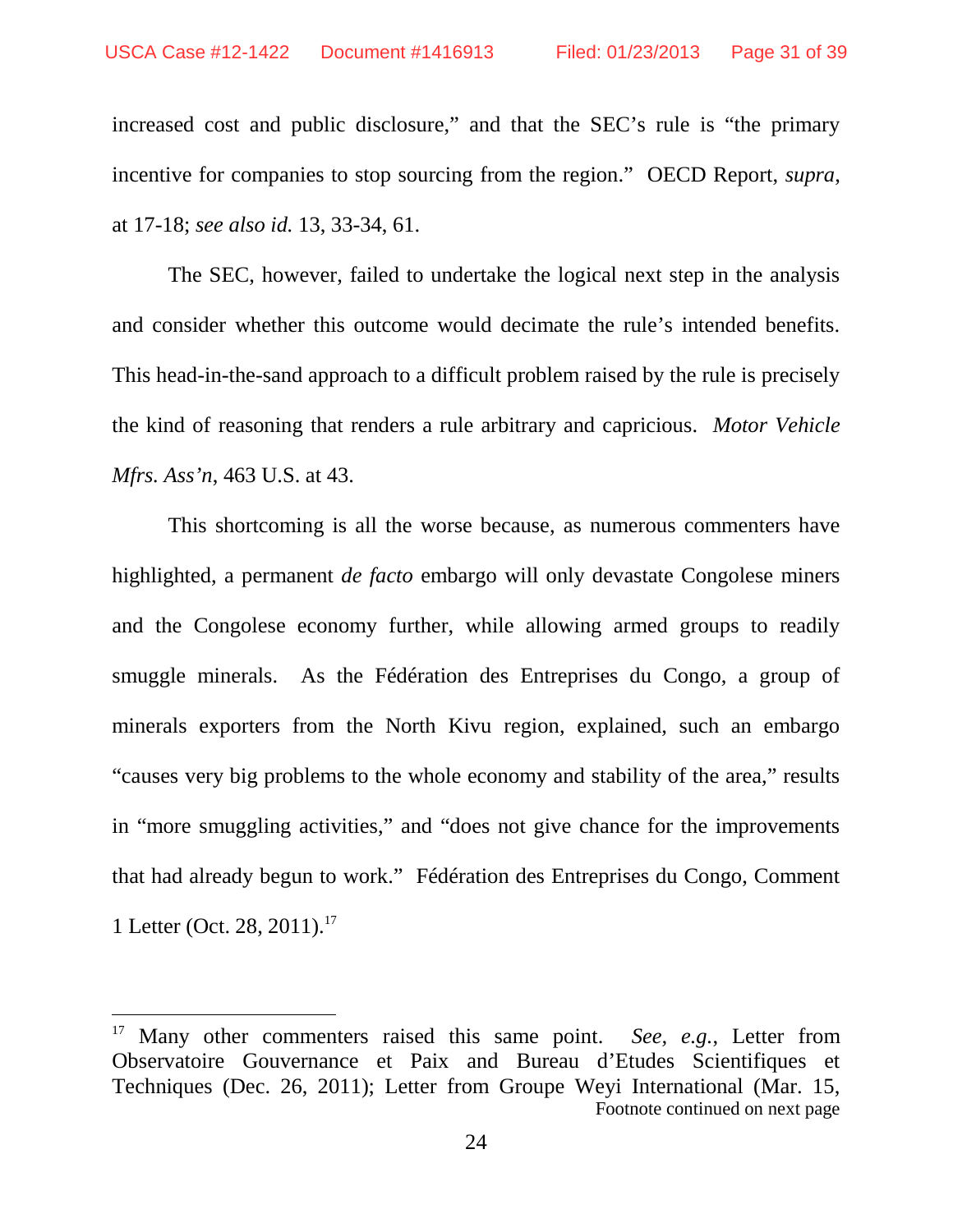increased cost and public disclosure," and that the SEC's rule is "the primary incentive for companies to stop sourcing from the region." OECD Report, *supra*, at 17-18; *see also id.* 13, 33-34, 61.

The SEC, however, failed to undertake the logical next step in the analysis and consider whether this outcome would decimate the rule's intended benefits. This head-in-the-sand approach to a difficult problem raised by the rule is precisely the kind of reasoning that renders a rule arbitrary and capricious. *Motor Vehicle Mfrs. Ass'n*, 463 U.S. at 43.

This shortcoming is all the worse because, as numerous commenters have highlighted, a permanent *de facto* embargo will only devastate Congolese miners and the Congolese economy further, while allowing armed groups to readily smuggle minerals. As the Fédération des Entreprises du Congo, a group of minerals exporters from the North Kivu region, explained, such an embargo "causes very big problems to the whole economy and stability of the area," results in "more smuggling activities," and "does not give chance for the improvements that had already begun to work." Fédération des Entreprises du Congo, Comment 1 Letter (Oct. 28, 2011).[17]

---

[17] Many other commenters raised this same point. *See, e.g.*, Letter from Observatoire Gouvernance et Paix and Bureau d'Etudes Scientifiques et Techniques (Dec. 26, 2011); Letter from Groupe Weyi International (Mar. 15,

Footnote continued on next page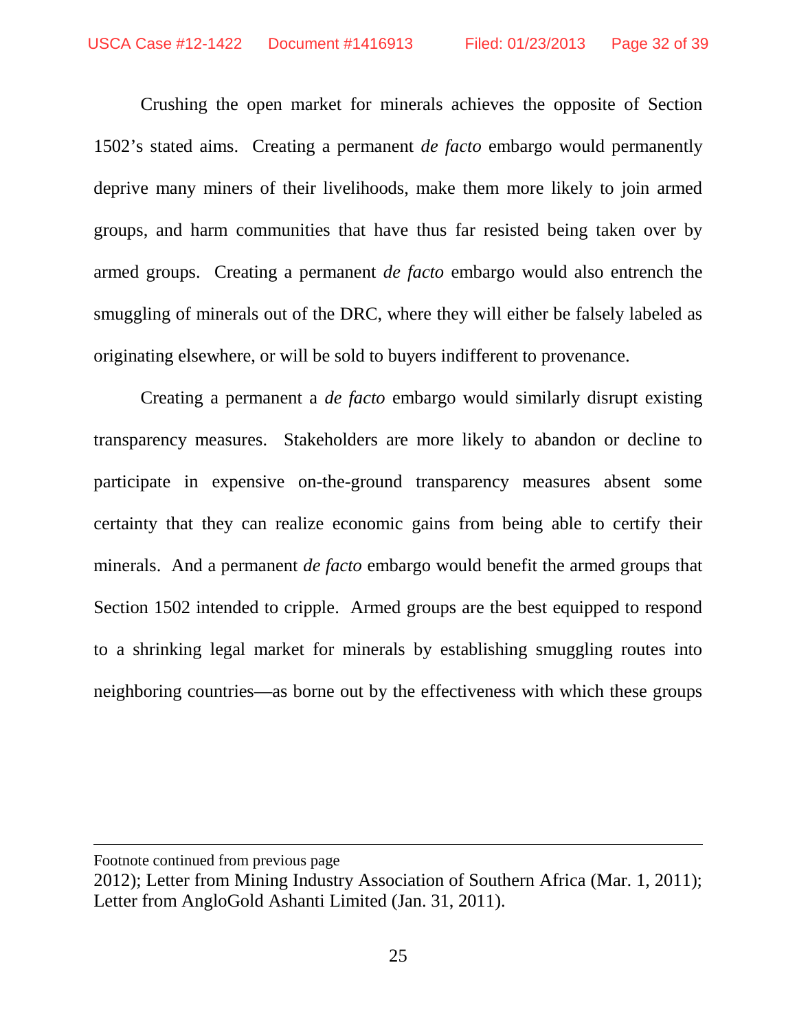Crushing the open market for minerals achieves the opposite of Section 1502's stated aims. Creating a permanent *de facto* embargo would permanently deprive many miners of their livelihoods, make them more likely to join armed groups, and harm communities that have thus far resisted being taken over by armed groups. Creating a permanent *de facto* embargo would also entrench the smuggling of minerals out of the DRC, where they will either be falsely labeled as originating elsewhere, or will be sold to buyers indifferent to provenance.

Creating a permanent a *de facto* embargo would similarly disrupt existing transparency measures. Stakeholders are more likely to abandon or decline to participate in expensive on-the-ground transparency measures absent some certainty that they can realize economic gains from being able to certify their minerals. And a permanent *de facto* embargo would benefit the armed groups that Section 1502 intended to cripple. Armed groups are the best equipped to respond to a shrinking legal market for minerals by establishing smuggling routes into neighboring countries—as borne out by the effectiveness with which these groups

---

Footnote continued from previous page

2012); Letter from Mining Industry Association of Southern Africa (Mar. 1, 2011); Letter from AngloGold Ashanti Limited (Jan. 31, 2011).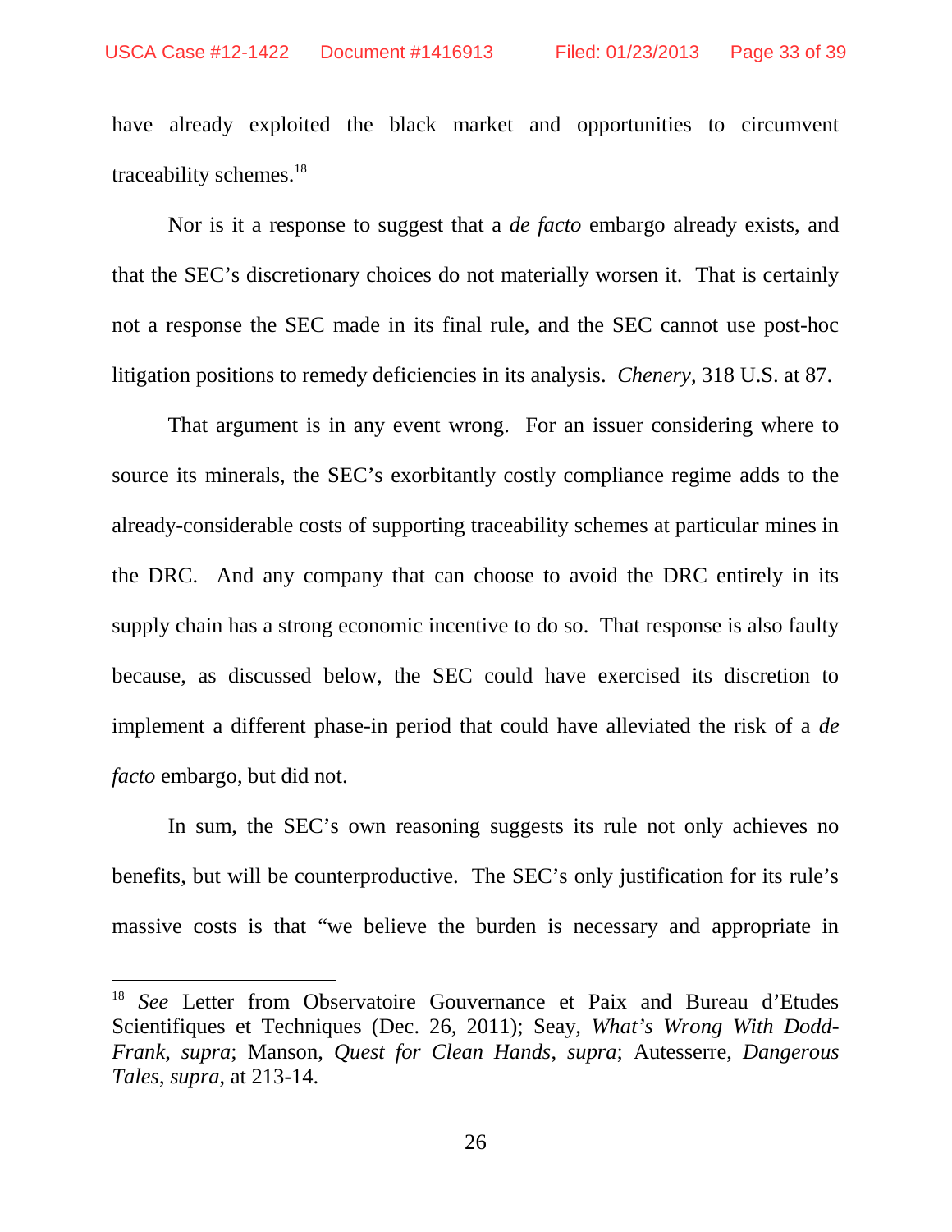have already exploited the black market and opportunities to circumvent traceability schemes.[18]

Nor is it a response to suggest that a *de facto* embargo already exists, and that the SEC's discretionary choices do not materially worsen it. That is certainly not a response the SEC made in its final rule, and the SEC cannot use post-hoc litigation positions to remedy deficiencies in its analysis. *Chenery*, 318 U.S. at 87.

That argument is in any event wrong. For an issuer considering where to source its minerals, the SEC's exorbitantly costly compliance regime adds to the already-considerable costs of supporting traceability schemes at particular mines in the DRC. And any company that can choose to avoid the DRC entirely in its supply chain has a strong economic incentive to do so. That response is also faulty because, as discussed below, the SEC could have exercised its discretion to implement a different phase-in period that could have alleviated the risk of a *de facto* embargo, but did not.

In sum, the SEC's own reasoning suggests its rule not only achieves no benefits, but will be counterproductive. The SEC's only justification for its rule's massive costs is that "we believe the burden is necessary and appropriate in

---

[18] *See* Letter from Observatoire Gouvernance et Paix and Bureau d'Etudes Scientifiques et Techniques (Dec. 26, 2011); Seay, *What's Wrong With Dodd-Frank*, *supra*; Manson, *Quest for Clean Hands*, *supra*; Autesserre, *Dangerous Tales*, *supra*, at 213-14.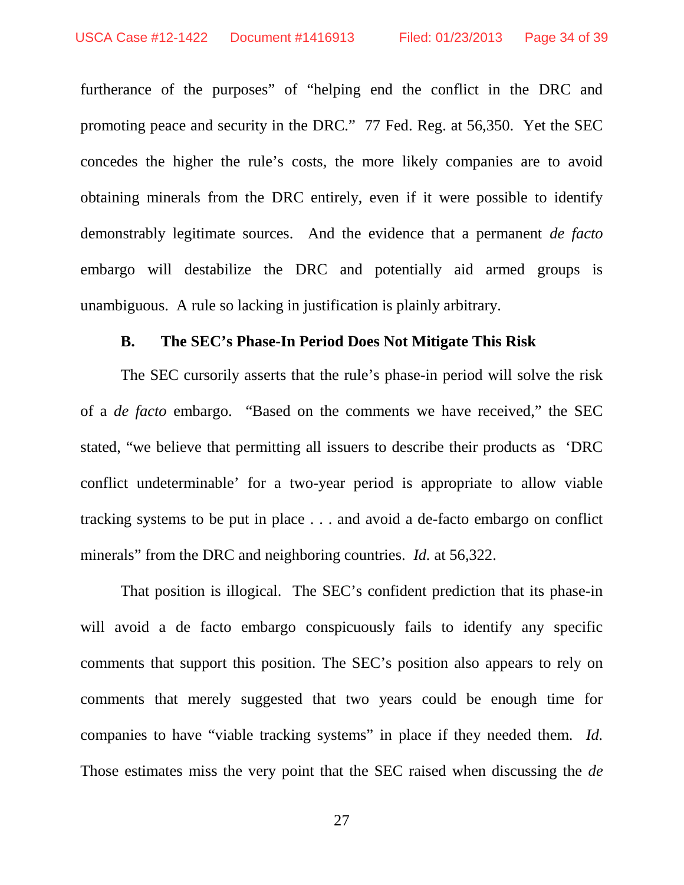furtherance of the purposes" of "helping end the conflict in the DRC and promoting peace and security in the DRC." 77 Fed. Reg. at 56,350. Yet the SEC concedes the higher the rule's costs, the more likely companies are to avoid obtaining minerals from the DRC entirely, even if it were possible to identify demonstrably legitimate sources. And the evidence that a permanent *de facto* embargo will destabilize the DRC and potentially aid armed groups is unambiguous. A rule so lacking in justification is plainly arbitrary.

### B. The SEC's Phase-In Period Does Not Mitigate This Risk

The SEC cursorily asserts that the rule's phase-in period will solve the risk of a *de facto* embargo. "Based on the comments we have received," the SEC stated, "we believe that permitting all issuers to describe their products as 'DRC conflict undeterminable' for a two-year period is appropriate to allow viable tracking systems to be put in place . . . and avoid a de-facto embargo on conflict minerals" from the DRC and neighboring countries. *Id.* at 56,322.

That position is illogical. The SEC's confident prediction that its phase-in will avoid a de facto embargo conspicuously fails to identify any specific comments that support this position. The SEC's position also appears to rely on comments that merely suggested that two years could be enough time for companies to have "viable tracking systems" in place if they needed them. *Id.* Those estimates miss the very point that the SEC raised when discussing the *de*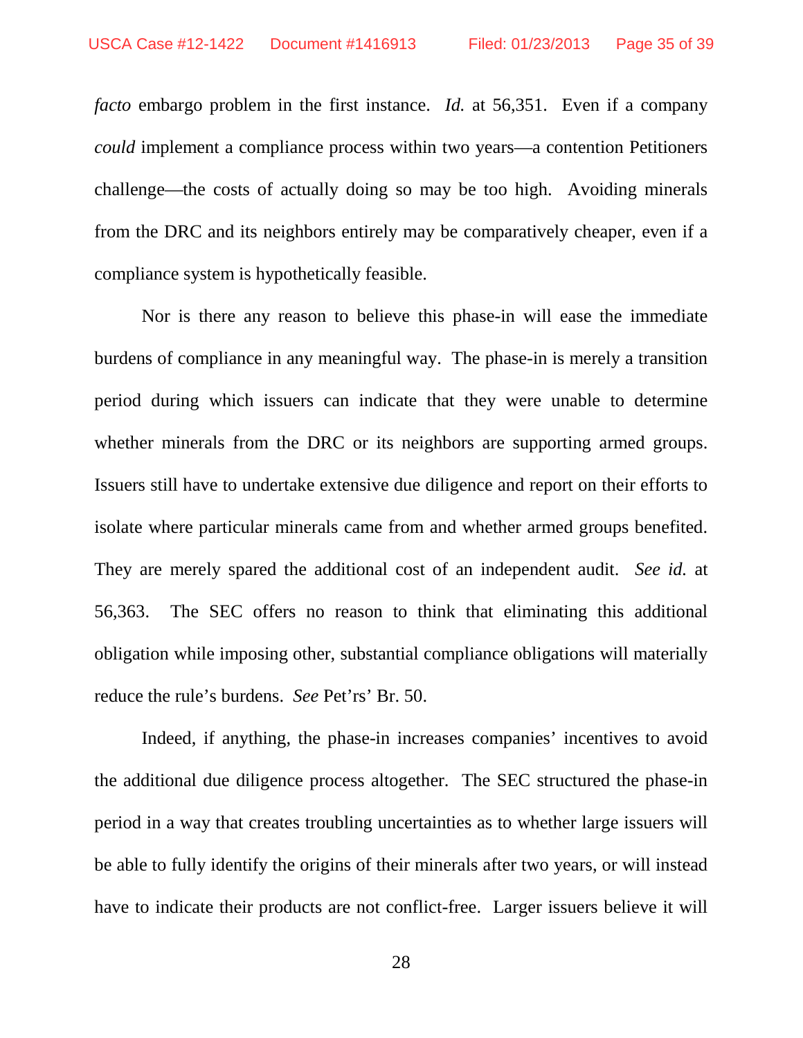*facto* embargo problem in the first instance. *Id.* at 56,351. Even if a company *could* implement a compliance process within two years—a contention Petitioners challenge—the costs of actually doing so may be too high. Avoiding minerals from the DRC and its neighbors entirely may be comparatively cheaper, even if a compliance system is hypothetically feasible.

Nor is there any reason to believe this phase-in will ease the immediate burdens of compliance in any meaningful way. The phase-in is merely a transition period during which issuers can indicate that they were unable to determine whether minerals from the DRC or its neighbors are supporting armed groups. Issuers still have to undertake extensive due diligence and report on their efforts to isolate where particular minerals came from and whether armed groups benefited. They are merely spared the additional cost of an independent audit. *See id.* at 56,363. The SEC offers no reason to think that eliminating this additional obligation while imposing other, substantial compliance obligations will materially reduce the rule's burdens. *See* Pet'rs' Br. 50.

Indeed, if anything, the phase-in increases companies' incentives to avoid the additional due diligence process altogether. The SEC structured the phase-in period in a way that creates troubling uncertainties as to whether large issuers will be able to fully identify the origins of their minerals after two years, or will instead have to indicate their products are not conflict-free. Larger issuers believe it will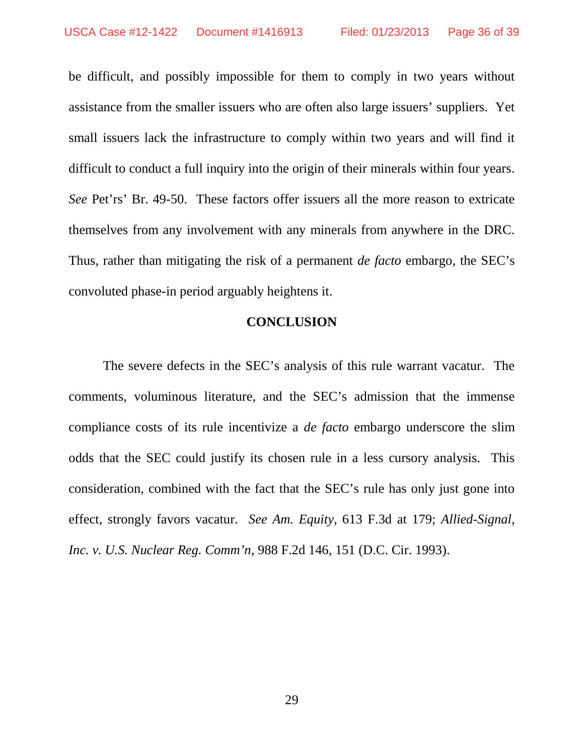be difficult, and possibly impossible for them to comply in two years without assistance from the smaller issuers who are often also large issuers' suppliers. Yet small issuers lack the infrastructure to comply within two years and will find it difficult to conduct a full inquiry into the origin of their minerals within four years. *See* Pet'rs' Br. 49-50. These factors offer issuers all the more reason to extricate themselves from any involvement with any minerals from anywhere in the DRC. Thus, rather than mitigating the risk of a permanent *de facto* embargo, the SEC's convoluted phase-in period arguably heightens it.

## CONCLUSION

The severe defects in the SEC's analysis of this rule warrant vacatur. The comments, voluminous literature, and the SEC's admission that the immense compliance costs of its rule incentivize a *de facto* embargo underscore the slim odds that the SEC could justify its chosen rule in a less cursory analysis. This consideration, combined with the fact that the SEC's rule has only just gone into effect, strongly favors vacatur. *See Am. Equity*, 613 F.3d at 179; *Allied-Signal, Inc. v. U.S. Nuclear Reg. Comm'n*, 988 F.2d 146, 151 (D.C. Cir. 1993).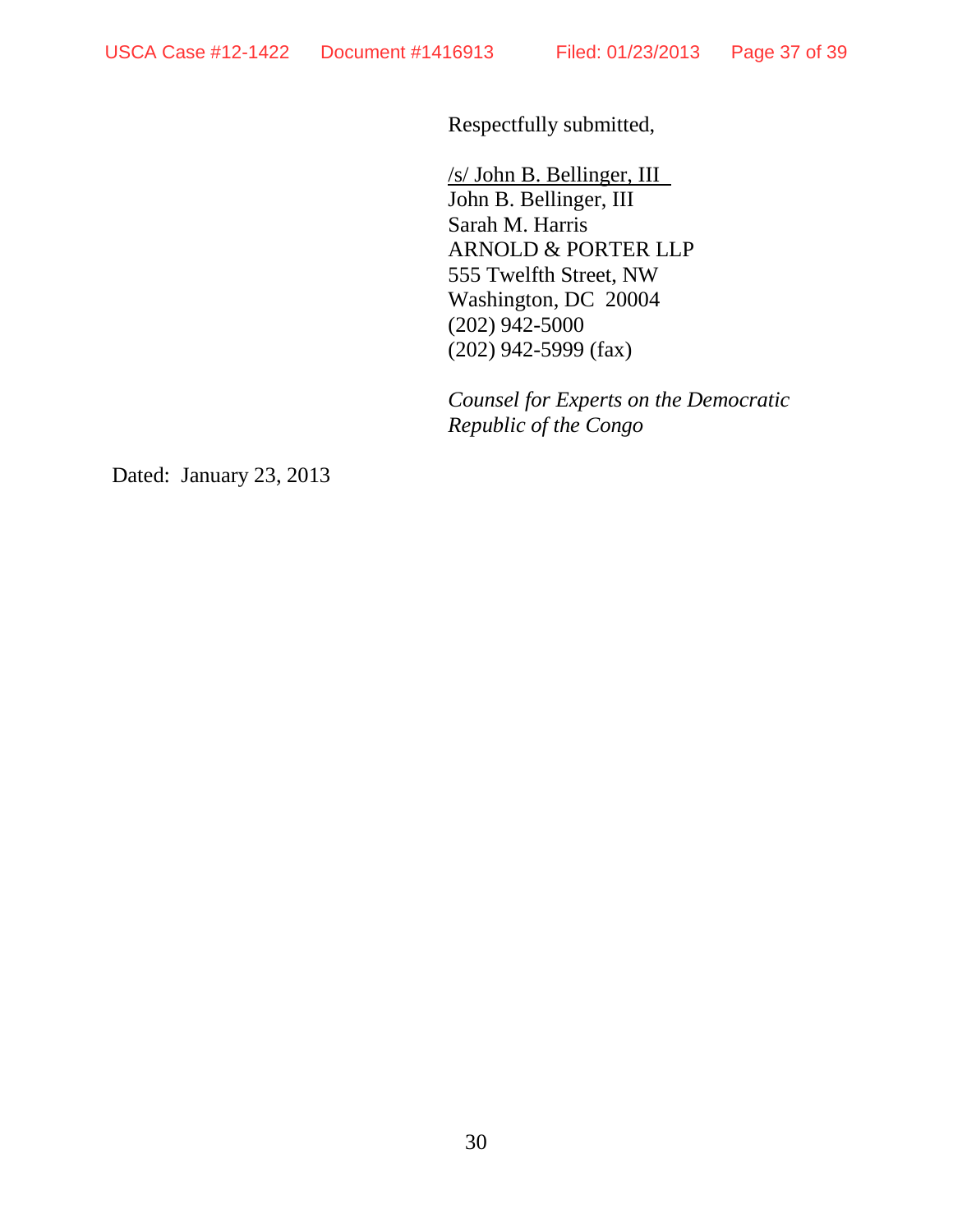Respectfully submitted,

/s/ John B. Bellinger, III
John B. Bellinger, III
Sarah M. Harris
ARNOLD & PORTER LLP
555 Twelfth Street, NW
Washington, DC 20004
(202) 942-5000
(202) 942-5999 (fax)

*Counsel for Experts on the Democratic Republic of the Congo*

Dated: January 23, 2013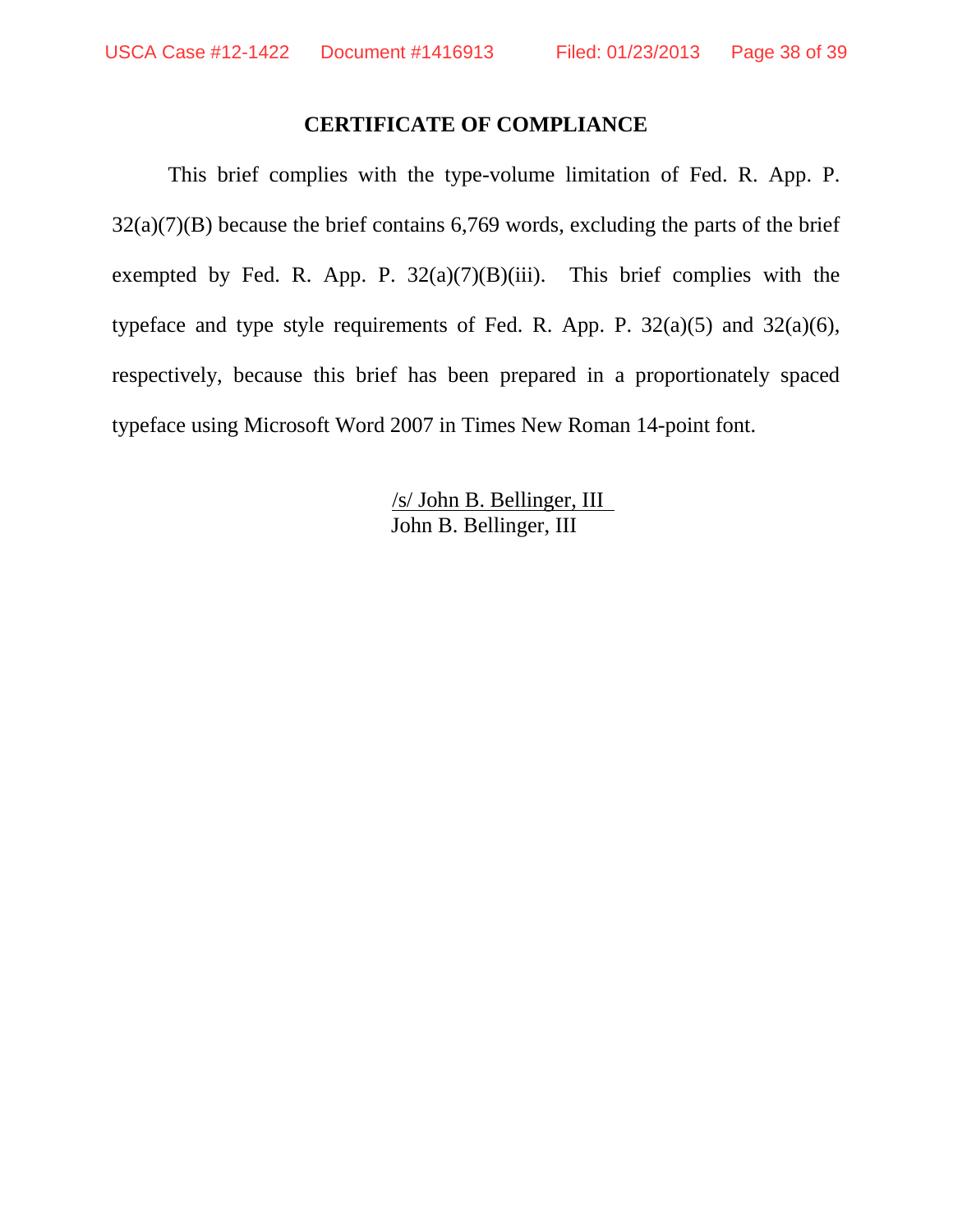## CERTIFICATE OF COMPLIANCE

This brief complies with the type-volume limitation of Fed. R. App. P. 32(a)(7)(B) because the brief contains 6,769 words, excluding the parts of the brief exempted by Fed. R. App. P. 32(a)(7)(B)(iii). This brief complies with the typeface and type style requirements of Fed. R. App. P. 32(a)(5) and 32(a)(6), respectively, because this brief has been prepared in a proportionately spaced typeface using Microsoft Word 2007 in Times New Roman 14-point font.

/s/ John B. Bellinger, III
John B. Bellinger, III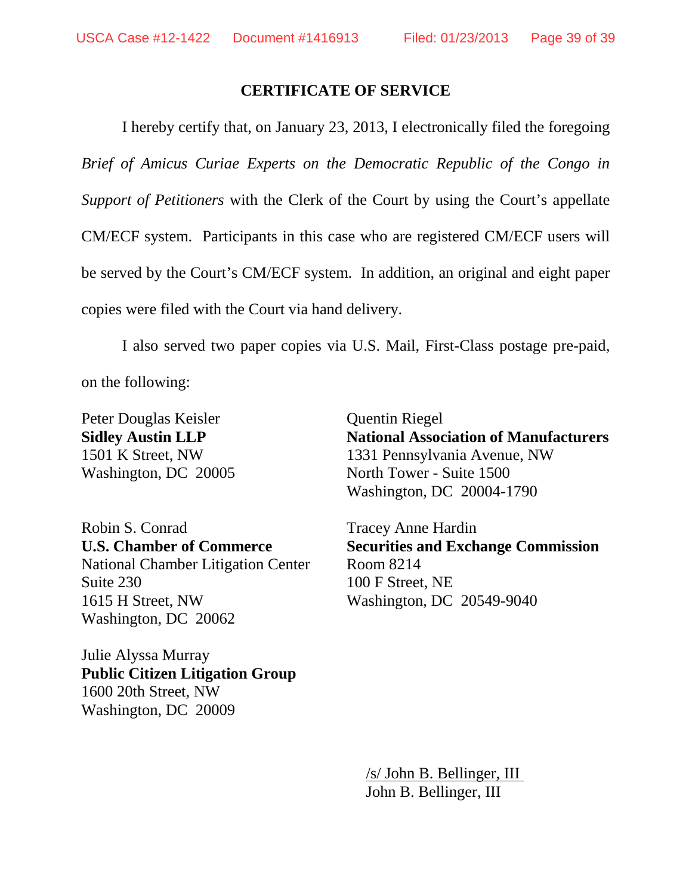## CERTIFICATE OF SERVICE

I hereby certify that, on January 23, 2013, I electronically filed the foregoing *Brief of Amicus Curiae Experts on the Democratic Republic of the Congo in Support of Petitioners* with the Clerk of the Court by using the Court's appellate CM/ECF system. Participants in this case who are registered CM/ECF users will be served by the Court's CM/ECF system. In addition, an original and eight paper copies were filed with the Court via hand delivery.

I also served two paper copies via U.S. Mail, First-Class postage pre-paid, on the following:

Peter Douglas Keisler
**Sidley Austin LLP**
1501 K Street, NW
Washington, DC 20005

Quentin Riegel
**National Association of Manufacturers**
1331 Pennsylvania Avenue, NW
North Tower - Suite 1500
Washington, DC 20004-1790

Robin S. Conrad
**U.S. Chamber of Commerce**
National Chamber Litigation Center
Suite 230
1615 H Street, NW
Washington, DC 20062

Tracey Anne Hardin
**Securities and Exchange Commission**
Room 8214
100 F Street, NE
Washington, DC 20549-9040

Julie Alyssa Murray
**Public Citizen Litigation Group**
1600 20th Street, NW
Washington, DC 20009

/s/ John B. Bellinger, III
John B. Bellinger, III